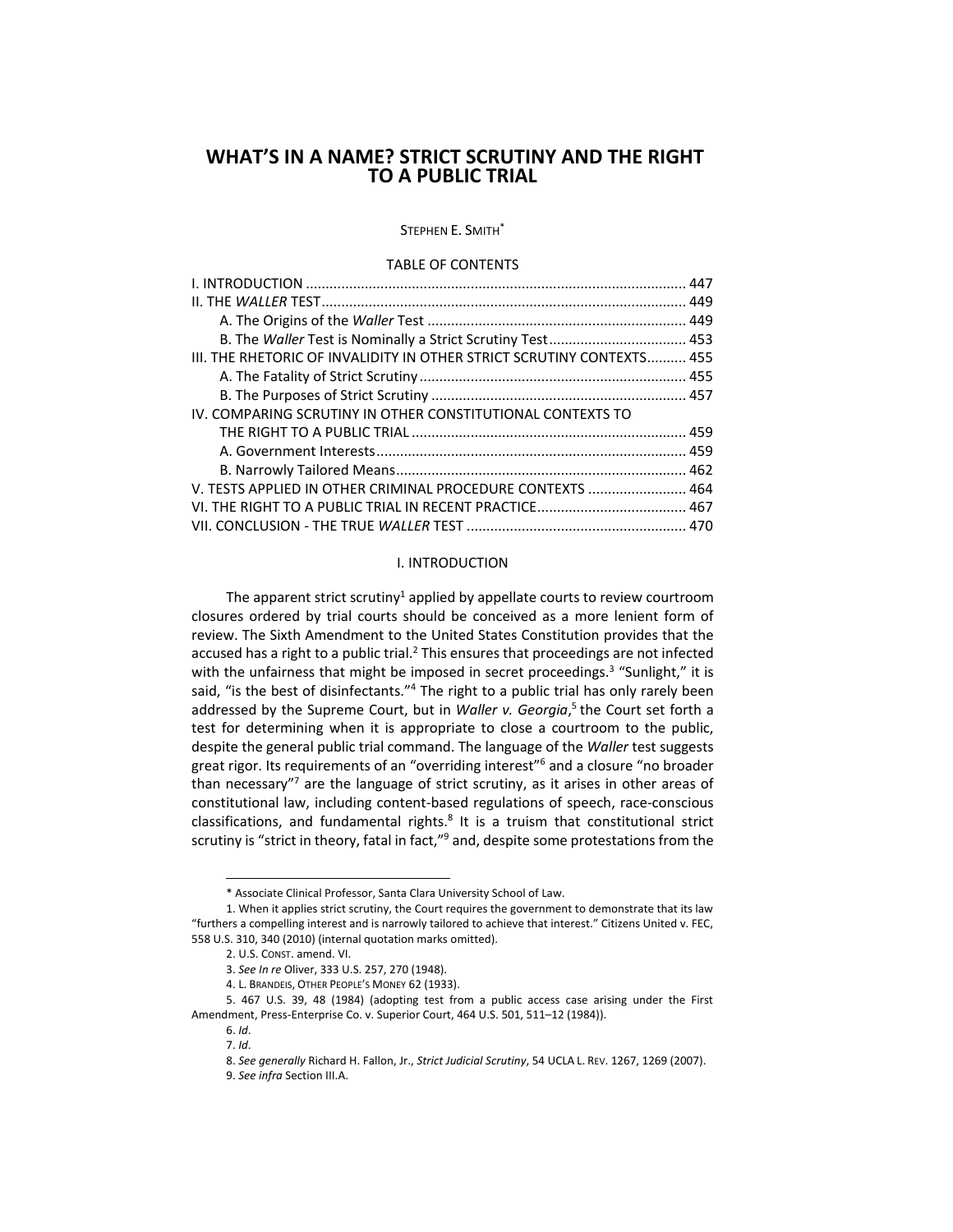# WHAT'S IN A NAME? STRICT SCRUTINY AND THE RIGHT TO A PUBLIC TRIAL

STEPHEN E. SMITH*

TABLE OF CONTENTS

| | |
|---|---|
| I. INTRODUCTION | 447 |
| II. THE *WALLER* TEST | 449 |
| A. The Origins of the *Waller* Test | 449 |
| B. The *Waller* Test is Nominally a Strict Scrutiny Test | 453 |
| III. THE RHETORIC OF INVALIDITY IN OTHER STRICT SCRUTINY CONTEXTS | 455 |
| A. The Fatality of Strict Scrutiny | 455 |
| B. The Purposes of Strict Scrutiny | 457 |
| IV. COMPARING SCRUTINY IN OTHER CONSTITUTIONAL CONTEXTS TO THE RIGHT TO A PUBLIC TRIAL | 459 |
| A. Government Interests | 459 |
| B. Narrowly Tailored Means | 462 |
| V. TESTS APPLIED IN OTHER CRIMINAL PROCEDURE CONTEXTS | 464 |
| VI. THE RIGHT TO A PUBLIC TRIAL IN RECENT PRACTICE | 467 |
| VII. CONCLUSION - THE TRUE *WALLER* TEST | 470 |

## I. INTRODUCTION

The apparent strict scrutiny[1] applied by appellate courts to review courtroom closures ordered by trial courts should be conceived as a more lenient form of review. The Sixth Amendment to the United States Constitution provides that the accused has a right to a public trial.[2] This ensures that proceedings are not infected with the unfairness that might be imposed in secret proceedings.[3] "Sunlight," it is said, "is the best of disinfectants."[4] The right to a public trial has only rarely been addressed by the Supreme Court, but in *Waller v. Georgia*,[5] the Court set forth a test for determining when it is appropriate to close a courtroom to the public, despite the general public trial command. The language of the *Waller* test suggests great rigor. Its requirements of an "overriding interest"[6] and a closure "no broader than necessary"[7] are the language of strict scrutiny, as it arises in other areas of constitutional law, including content-based regulations of speech, race-conscious classifications, and fundamental rights.[8] It is a truism that constitutional strict scrutiny is "strict in theory, fatal in fact,"[9] and, despite some protestations from the

---

\* Associate Clinical Professor, Santa Clara University School of Law.

1. When it applies strict scrutiny, the Court requires the government to demonstrate that its law "furthers a compelling interest and is narrowly tailored to achieve that interest." Citizens United v. FEC, 558 U.S. 310, 340 (2010) (internal quotation marks omitted).

2. U.S. CONST. amend. VI.

3. *See In re* Oliver, 333 U.S. 257, 270 (1948).

4. L. BRANDEIS, OTHER PEOPLE'S MONEY 62 (1933).

5. 467 U.S. 39, 48 (1984) (adopting test from a public access case arising under the First Amendment, Press-Enterprise Co. v. Superior Court, 464 U.S. 501, 511–12 (1984)).

6. *Id*.

7. *Id*.

8. *See generally* Richard H. Fallon, Jr., *Strict Judicial Scrutiny*, 54 UCLA L. REV. 1267, 1269 (2007).

9. *See infra* Section III.A.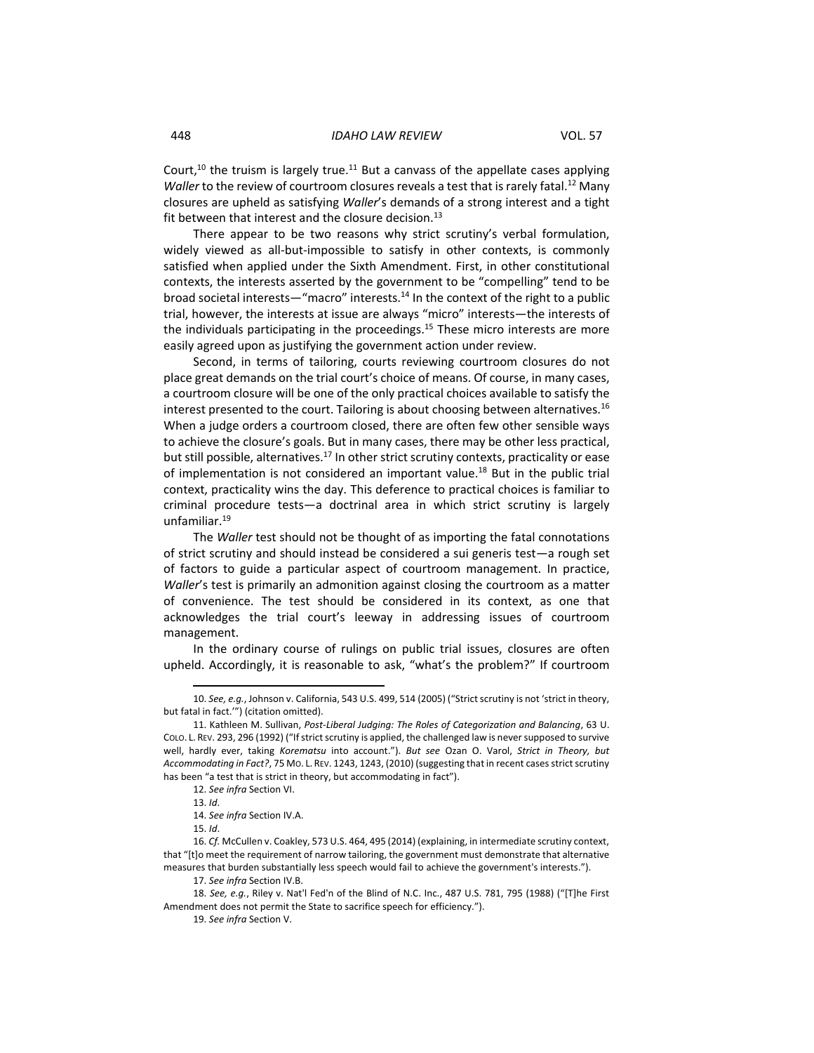Court,[10] the truism is largely true.[11] But a canvass of the appellate cases applying *Waller* to the review of courtroom closures reveals a test that is rarely fatal.[12] Many closures are upheld as satisfying *Waller*'s demands of a strong interest and a tight fit between that interest and the closure decision.[13]

There appear to be two reasons why strict scrutiny's verbal formulation, widely viewed as all-but-impossible to satisfy in other contexts, is commonly satisfied when applied under the Sixth Amendment. First, in other constitutional contexts, the interests asserted by the government to be "compelling" tend to be broad societal interests—"macro" interests.[14] In the context of the right to a public trial, however, the interests at issue are always "micro" interests—the interests of the individuals participating in the proceedings.[15] These micro interests are more easily agreed upon as justifying the government action under review.

Second, in terms of tailoring, courts reviewing courtroom closures do not place great demands on the trial court's choice of means. Of course, in many cases, a courtroom closure will be one of the only practical choices available to satisfy the interest presented to the court. Tailoring is about choosing between alternatives.[16] When a judge orders a courtroom closed, there are often few other sensible ways to achieve the closure's goals. But in many cases, there may be other less practical, but still possible, alternatives.[17] In other strict scrutiny contexts, practicality or ease of implementation is not considered an important value.[18] But in the public trial context, practicality wins the day. This deference to practical choices is familiar to criminal procedure tests—a doctrinal area in which strict scrutiny is largely unfamiliar.[19]

The *Waller* test should not be thought of as importing the fatal connotations of strict scrutiny and should instead be considered a sui generis test—a rough set of factors to guide a particular aspect of courtroom management. In practice, *Waller*'s test is primarily an admonition against closing the courtroom as a matter of convenience. The test should be considered in its context, as one that acknowledges the trial court's leeway in addressing issues of courtroom management.

In the ordinary course of rulings on public trial issues, closures are often upheld. Accordingly, it is reasonable to ask, "what's the problem?" If courtroom

---

10. *See, e.g.*, Johnson v. California, 543 U.S. 499, 514 (2005) ("Strict scrutiny is not 'strict in theory, but fatal in fact.'") (citation omitted).

11. Kathleen M. Sullivan, *Post-Liberal Judging: The Roles of Categorization and Balancing*, 63 U. COLO. L. REV. 293, 296 (1992) ("If strict scrutiny is applied, the challenged law is never supposed to survive well, hardly ever, taking *Korematsu* into account."). *But see* Ozan O. Varol, *Strict in Theory, but Accommodating in Fact?*, 75 MO. L. REV. 1243, 1243, (2010) (suggesting that in recent cases strict scrutiny has been "a test that is strict in theory, but accommodating in fact").

12. *See infra* Section VI.

13. *Id*.

14. *See infra* Section IV.A.

15. *Id*.

16. *Cf.* McCullen v. Coakley, 573 U.S. 464, 495 (2014) (explaining, in intermediate scrutiny context, that "[t]o meet the requirement of narrow tailoring, the government must demonstrate that alternative measures that burden substantially less speech would fail to achieve the government's interests.").

17. *See infra* Section IV.B.

18. *See, e.g.*, Riley v. Nat'l Fed'n of the Blind of N.C. Inc., 487 U.S. 781, 795 (1988) ("[T]he First Amendment does not permit the State to sacrifice speech for efficiency.").

19. *See infra* Section V.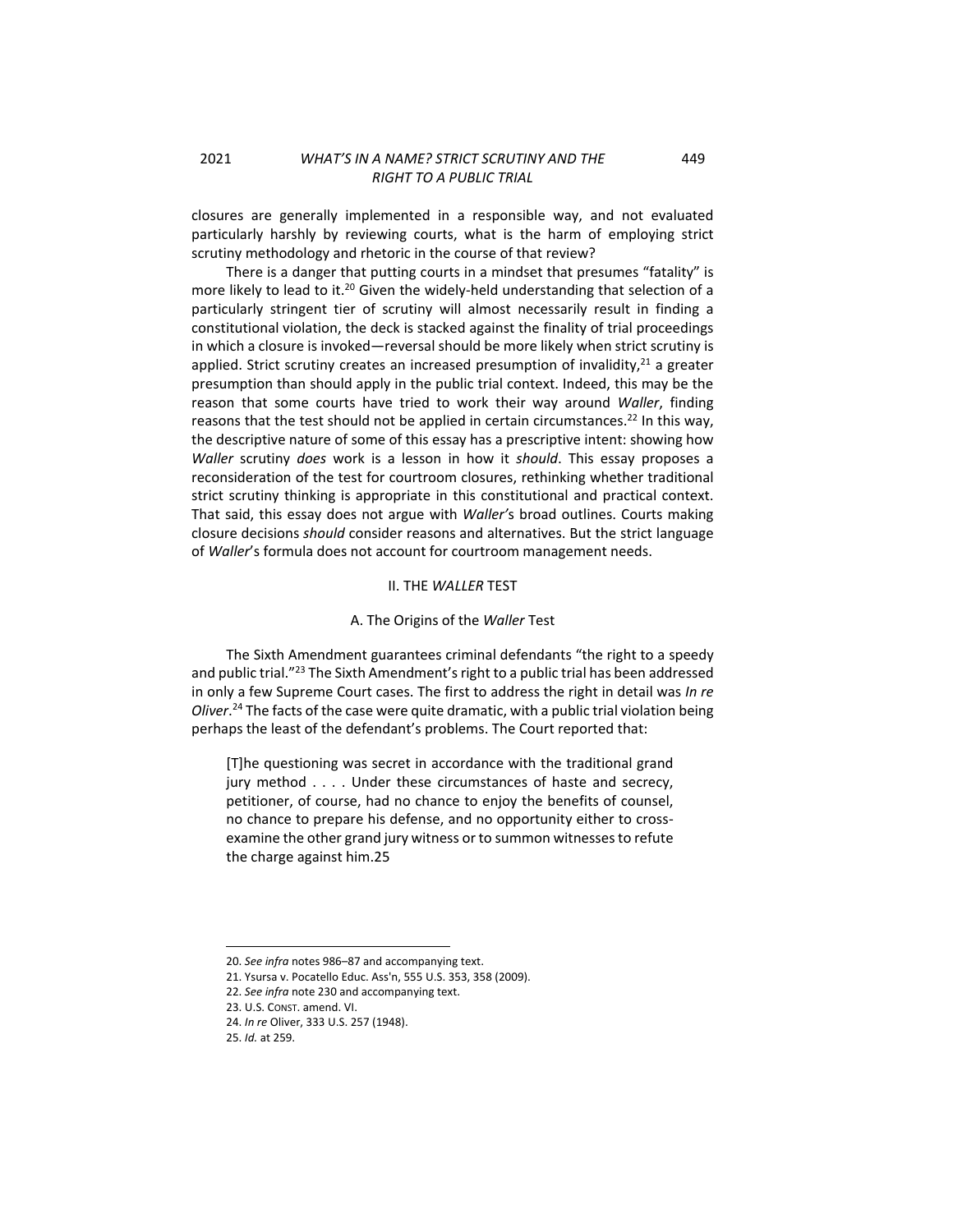closures are generally implemented in a responsible way, and not evaluated particularly harshly by reviewing courts, what is the harm of employing strict scrutiny methodology and rhetoric in the course of that review?

There is a danger that putting courts in a mindset that presumes "fatality" is more likely to lead to it.[20] Given the widely-held understanding that selection of a particularly stringent tier of scrutiny will almost necessarily result in finding a constitutional violation, the deck is stacked against the finality of trial proceedings in which a closure is invoked—reversal should be more likely when strict scrutiny is applied. Strict scrutiny creates an increased presumption of invalidity,[21] a greater presumption than should apply in the public trial context. Indeed, this may be the reason that some courts have tried to work their way around *Waller*, finding reasons that the test should not be applied in certain circumstances.[22] In this way, the descriptive nature of some of this essay has a prescriptive intent: showing how *Waller* scrutiny *does* work is a lesson in how it *should*. This essay proposes a reconsideration of the test for courtroom closures, rethinking whether traditional strict scrutiny thinking is appropriate in this constitutional and practical context. That said, this essay does not argue with *Waller's* broad outlines. Courts making closure decisions *should* consider reasons and alternatives. But the strict language of *Waller*'s formula does not account for courtroom management needs.

## II. THE *WALLER* TEST

### A. The Origins of the *Waller* Test

The Sixth Amendment guarantees criminal defendants "the right to a speedy and public trial."[23] The Sixth Amendment's right to a public trial has been addressed in only a few Supreme Court cases. The first to address the right in detail was *In re Oliver*.[24] The facts of the case were quite dramatic, with a public trial violation being perhaps the least of the defendant's problems. The Court reported that:

> [T]he questioning was secret in accordance with the traditional grand jury method . . . . Under these circumstances of haste and secrecy, petitioner, of course, had no chance to enjoy the benefits of counsel, no chance to prepare his defense, and no opportunity either to cross-examine the other grand jury witness or to summon witnesses to refute the charge against him.25

---

20. *See infra* notes 986–87 and accompanying text.
21. Ysursa v. Pocatello Educ. Ass'n, 555 U.S. 353, 358 (2009).
22. *See infra* note 230 and accompanying text.
23. U.S. CONST. amend. VI.
24. *In re* Oliver, 333 U.S. 257 (1948).
25. *Id.* at 259.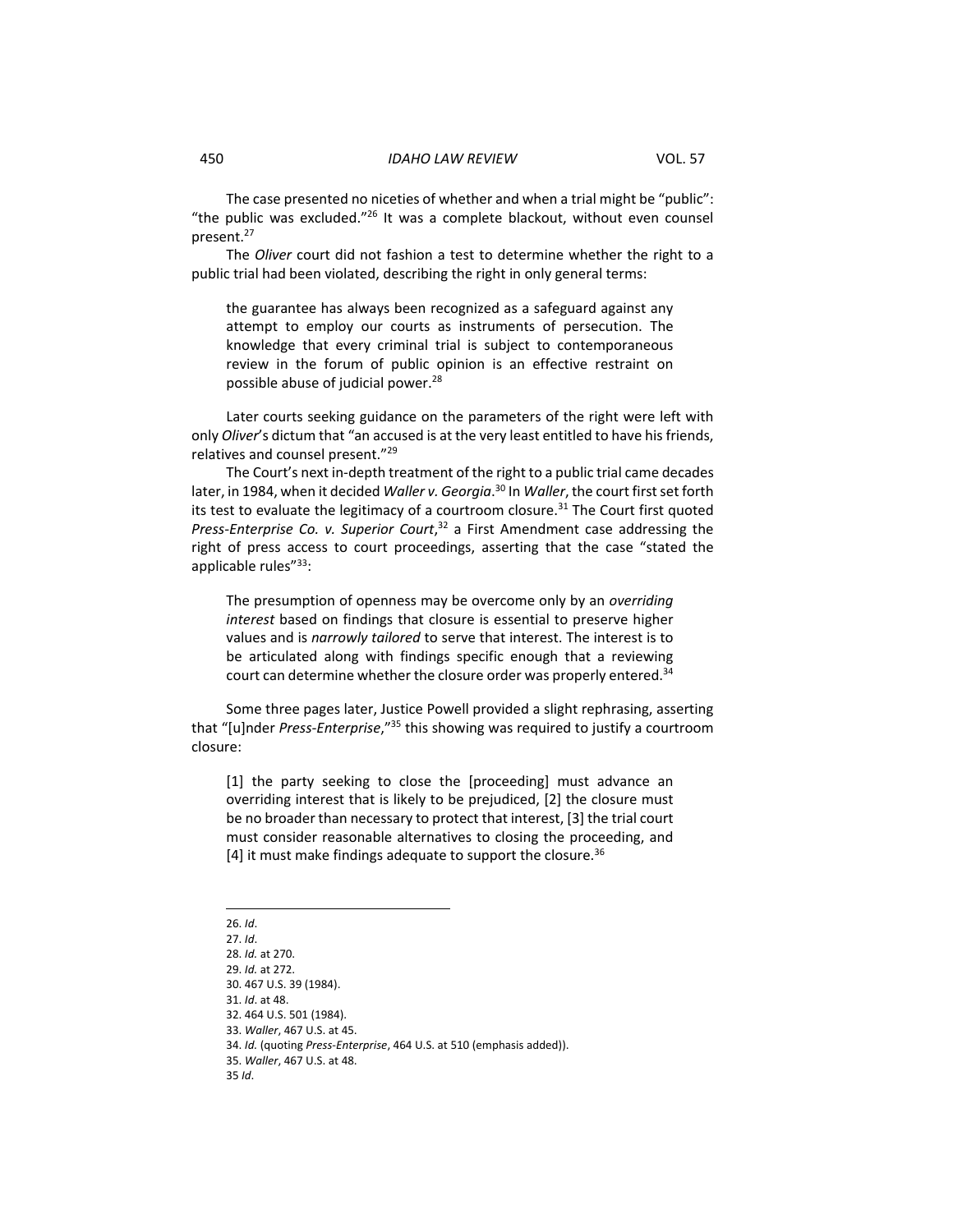The case presented no niceties of whether and when a trial might be "public": "the public was excluded."[26] It was a complete blackout, without even counsel present.[27]

The *Oliver* court did not fashion a test to determine whether the right to a public trial had been violated, describing the right in only general terms:

> the guarantee has always been recognized as a safeguard against any attempt to employ our courts as instruments of persecution. The knowledge that every criminal trial is subject to contemporaneous review in the forum of public opinion is an effective restraint on possible abuse of judicial power.[28]

Later courts seeking guidance on the parameters of the right were left with only *Oliver*'s dictum that "an accused is at the very least entitled to have his friends, relatives and counsel present."[29]

The Court's next in-depth treatment of the right to a public trial came decades later, in 1984, when it decided *Waller v. Georgia*.[30] In *Waller*, the court first set forth its test to evaluate the legitimacy of a courtroom closure.[31] The Court first quoted *Press-Enterprise Co. v. Superior Court*,[32] a First Amendment case addressing the right of press access to court proceedings, asserting that the case "stated the applicable rules"[33]:

> The presumption of openness may be overcome only by an *overriding interest* based on findings that closure is essential to preserve higher values and is *narrowly tailored* to serve that interest. The interest is to be articulated along with findings specific enough that a reviewing court can determine whether the closure order was properly entered.[34]

Some three pages later, Justice Powell provided a slight rephrasing, asserting that "[u]nder *Press-Enterprise*,"[35] this showing was required to justify a courtroom closure:

> [1] the party seeking to close the [proceeding] must advance an overriding interest that is likely to be prejudiced, [2] the closure must be no broader than necessary to protect that interest, [3] the trial court must consider reasonable alternatives to closing the proceeding, and [4] it must make findings adequate to support the closure.[36]

---

26. *Id*.
27. *Id*.
28. *Id.* at 270.
29. *Id.* at 272.
30. 467 U.S. 39 (1984).
31. *Id*. at 48.
32. 464 U.S. 501 (1984).
33. *Waller*, 467 U.S. at 45.
34. *Id.* (quoting *Press-Enterprise*, 464 U.S. at 510 (emphasis added)).
35. *Waller*, 467 U.S. at 48.
35 *Id*.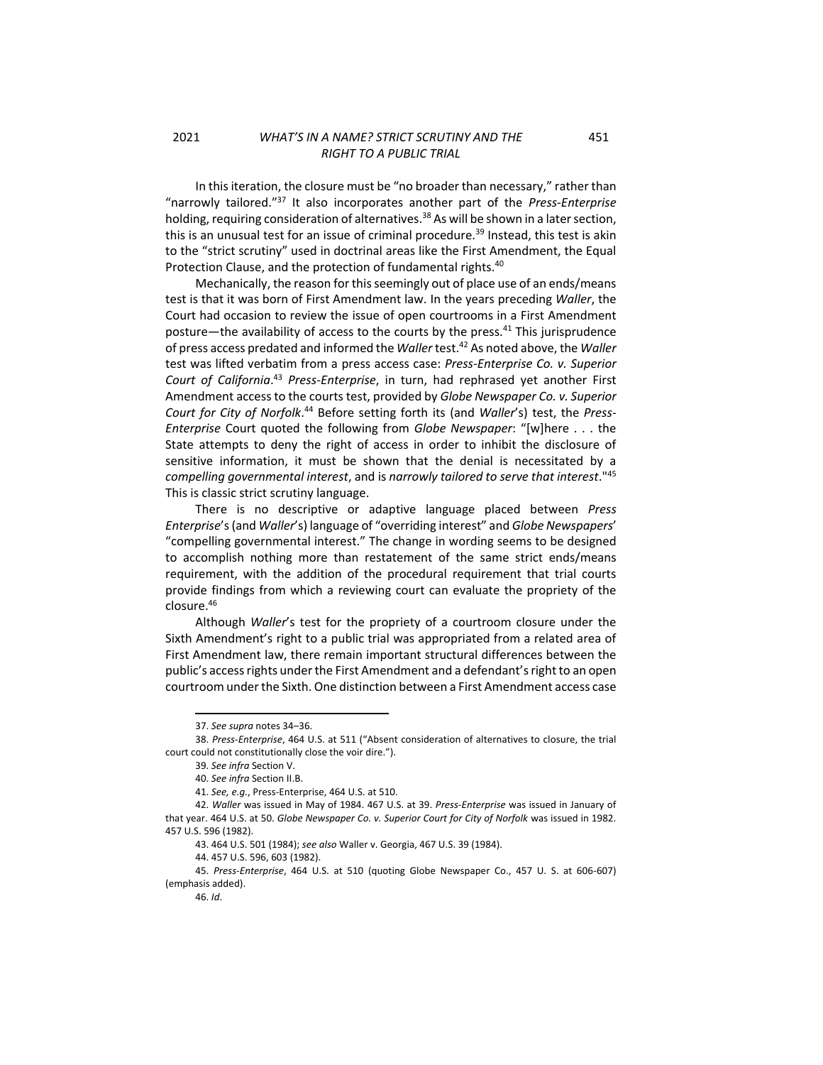In this iteration, the closure must be "no broader than necessary," rather than "narrowly tailored."[37] It also incorporates another part of the *Press-Enterprise* holding, requiring consideration of alternatives.[38] As will be shown in a later section, this is an unusual test for an issue of criminal procedure.[39] Instead, this test is akin to the "strict scrutiny" used in doctrinal areas like the First Amendment, the Equal Protection Clause, and the protection of fundamental rights.[40]

Mechanically, the reason for this seemingly out of place use of an ends/means test is that it was born of First Amendment law. In the years preceding *Waller*, the Court had occasion to review the issue of open courtrooms in a First Amendment posture—the availability of access to the courts by the press.[41] This jurisprudence of press access predated and informed the *Waller* test.[42] As noted above, the *Waller* test was lifted verbatim from a press access case: *Press-Enterprise Co. v. Superior Court of California*.[43] *Press-Enterprise*, in turn, had rephrased yet another First Amendment access to the courts test, provided by *Globe Newspaper Co. v. Superior Court for City of Norfolk*.[44] Before setting forth its (and *Waller*'s) test, the *Press-Enterprise* Court quoted the following from *Globe Newspaper*: "[w]here . . . the State attempts to deny the right of access in order to inhibit the disclosure of sensitive information, it must be shown that the denial is necessitated by a *compelling governmental interest*, and is *narrowly tailored to serve that interest*."[45] This is classic strict scrutiny language.

There is no descriptive or adaptive language placed between *Press Enterprise*'s (and *Waller*'s) language of "overriding interest" and *Globe Newspapers*' "compelling governmental interest." The change in wording seems to be designed to accomplish nothing more than restatement of the same strict ends/means requirement, with the addition of the procedural requirement that trial courts provide findings from which a reviewing court can evaluate the propriety of the closure.[46]

Although *Waller*'s test for the propriety of a courtroom closure under the Sixth Amendment's right to a public trial was appropriated from a related area of First Amendment law, there remain important structural differences between the public's access rights under the First Amendment and a defendant's right to an open courtroom under the Sixth. One distinction between a First Amendment access case

---

37. *See supra* notes 34–36.

38. *Press-Enterprise*, 464 U.S. at 511 ("Absent consideration of alternatives to closure, the trial court could not constitutionally close the voir dire.").

39. *See infra* Section V.

40. *See infra* Section II.B.

41. *See, e.g.*, Press-Enterprise, 464 U.S. at 510.

42. *Waller* was issued in May of 1984. 467 U.S. at 39. *Press-Enterprise* was issued in January of that year. 464 U.S. at 50. *Globe Newspaper Co. v. Superior Court for City of Norfolk* was issued in 1982. 457 U.S. 596 (1982).

43. 464 U.S. 501 (1984); *see also* Waller v. Georgia, 467 U.S. 39 (1984).

44. 457 U.S. 596, 603 (1982).

45. *Press-Enterprise*, 464 U.S. at 510 (quoting Globe Newspaper Co., 457 U. S. at 606-607) (emphasis added).

46. *Id*.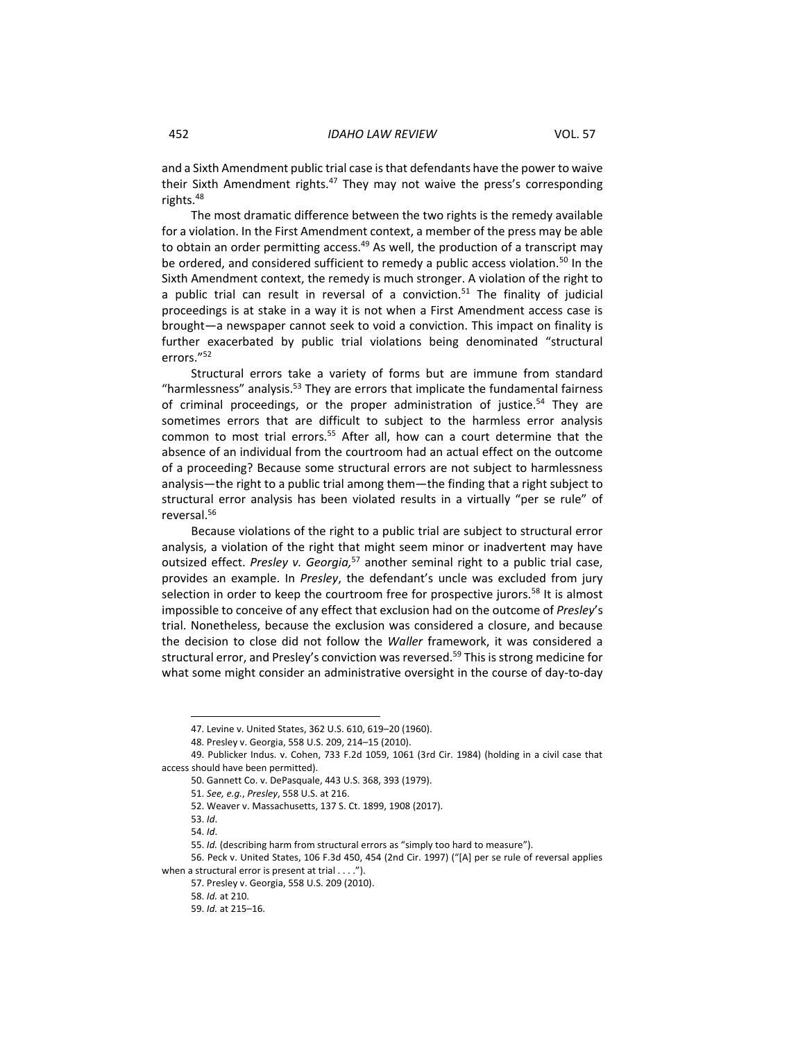and a Sixth Amendment public trial case is that defendants have the power to waive their Sixth Amendment rights.[47] They may not waive the press's corresponding rights.[48]

The most dramatic difference between the two rights is the remedy available for a violation. In the First Amendment context, a member of the press may be able to obtain an order permitting access.[49] As well, the production of a transcript may be ordered, and considered sufficient to remedy a public access violation.[50] In the Sixth Amendment context, the remedy is much stronger. A violation of the right to a public trial can result in reversal of a conviction.[51] The finality of judicial proceedings is at stake in a way it is not when a First Amendment access case is brought—a newspaper cannot seek to void a conviction. This impact on finality is further exacerbated by public trial violations being denominated "structural errors."[52]

Structural errors take a variety of forms but are immune from standard "harmlessness" analysis.[53] They are errors that implicate the fundamental fairness of criminal proceedings, or the proper administration of justice.[54] They are sometimes errors that are difficult to subject to the harmless error analysis common to most trial errors.[55] After all, how can a court determine that the absence of an individual from the courtroom had an actual effect on the outcome of a proceeding? Because some structural errors are not subject to harmlessness analysis—the right to a public trial among them—the finding that a right subject to structural error analysis has been violated results in a virtually "per se rule" of reversal.[56]

Because violations of the right to a public trial are subject to structural error analysis, a violation of the right that might seem minor or inadvertent may have outsized effect. *Presley v. Georgia,*[57] another seminal right to a public trial case, provides an example. In *Presley*, the defendant's uncle was excluded from jury selection in order to keep the courtroom free for prospective jurors.[58] It is almost impossible to conceive of any effect that exclusion had on the outcome of *Presley*'s trial. Nonetheless, because the exclusion was considered a closure, and because the decision to close did not follow the *Waller* framework, it was considered a structural error, and Presley's conviction was reversed.[59] This is strong medicine for what some might consider an administrative oversight in the course of day-to-day

---

47. Levine v. United States, 362 U.S. 610, 619–20 (1960).

48. Presley v. Georgia, 558 U.S. 209, 214–15 (2010).

49. Publicker Indus. v. Cohen, 733 F.2d 1059, 1061 (3rd Cir. 1984) (holding in a civil case that access should have been permitted).

50. Gannett Co. v. DePasquale, 443 U.S. 368, 393 (1979).

51. *See, e.g.*, *Presley*, 558 U.S. at 216.

52. Weaver v. Massachusetts, 137 S. Ct. 1899, 1908 (2017).

53. *Id*.

54. *Id*.

55. *Id.* (describing harm from structural errors as "simply too hard to measure").

56. Peck v. United States, 106 F.3d 450, 454 (2nd Cir. 1997) ("[A] per se rule of reversal applies when a structural error is present at trial . . . .").

57. Presley v. Georgia, 558 U.S. 209 (2010).

58. *Id.* at 210.

59. *Id.* at 215–16.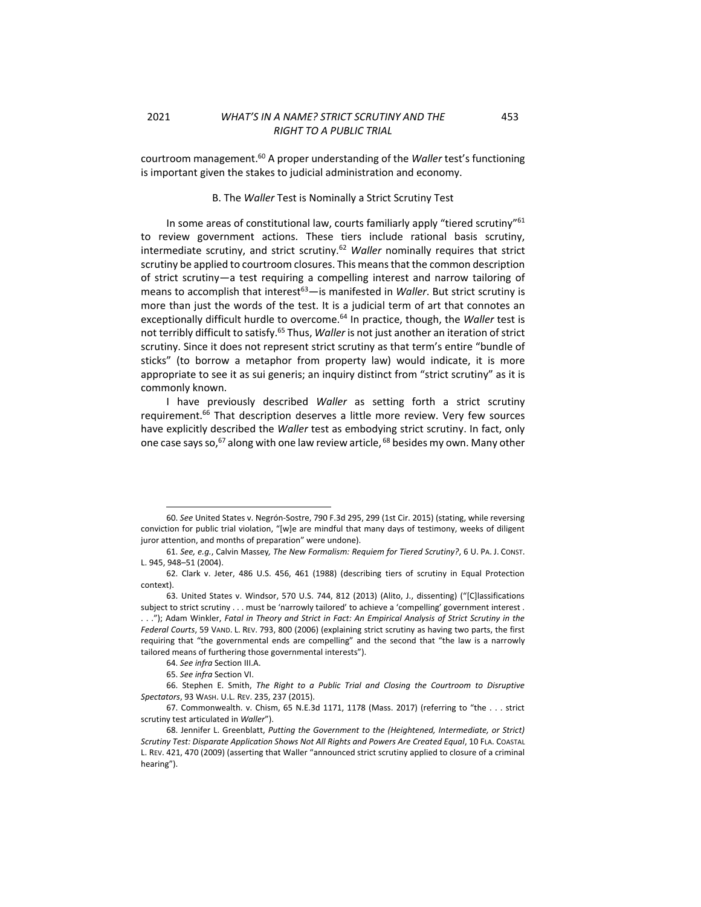courtroom management.[60] A proper understanding of the *Waller* test's functioning is important given the stakes to judicial administration and economy.

### B. The *Waller* Test is Nominally a Strict Scrutiny Test

In some areas of constitutional law, courts familiarly apply "tiered scrutiny"[61] to review government actions. These tiers include rational basis scrutiny, intermediate scrutiny, and strict scrutiny.[62] *Waller* nominally requires that strict scrutiny be applied to courtroom closures. This means that the common description of strict scrutiny—a test requiring a compelling interest and narrow tailoring of means to accomplish that interest[63]—is manifested in *Waller*. But strict scrutiny is more than just the words of the test. It is a judicial term of art that connotes an exceptionally difficult hurdle to overcome.[64] In practice, though, the *Waller* test is not terribly difficult to satisfy.[65] Thus, *Waller* is not just another an iteration of strict scrutiny. Since it does not represent strict scrutiny as that term's entire "bundle of sticks" (to borrow a metaphor from property law) would indicate, it is more appropriate to see it as sui generis; an inquiry distinct from "strict scrutiny" as it is commonly known.

I have previously described *Waller* as setting forth a strict scrutiny requirement.[66] That description deserves a little more review. Very few sources have explicitly described the *Waller* test as embodying strict scrutiny. In fact, only one case says so,[67] along with one law review article,[68] besides my own. Many other

---

60. *See* United States v. Negrón-Sostre, 790 F.3d 295, 299 (1st Cir. 2015) (stating, while reversing conviction for public trial violation, "[w]e are mindful that many days of testimony, weeks of diligent juror attention, and months of preparation" were undone).

61. *See, e.g.*, Calvin Massey, *The New Formalism: Requiem for Tiered Scrutiny?*, 6 U. PA. J. CONST. L. 945, 948–51 (2004).

62. Clark v. Jeter, 486 U.S. 456, 461 (1988) (describing tiers of scrutiny in Equal Protection context).

63. United States v. Windsor, 570 U.S. 744, 812 (2013) (Alito, J., dissenting) ("[C]lassifications subject to strict scrutiny . . . must be 'narrowly tailored' to achieve a 'compelling' government interest . . . ."); Adam Winkler, *Fatal in Theory and Strict in Fact: An Empirical Analysis of Strict Scrutiny in the Federal Courts*, 59 VAND. L. REV. 793, 800 (2006) (explaining strict scrutiny as having two parts, the first requiring that "the governmental ends are compelling" and the second that "the law is a narrowly tailored means of furthering those governmental interests").

64. *See infra* Section III.A.

65. *See infra* Section VI.

66. Stephen E. Smith, *The Right to a Public Trial and Closing the Courtroom to Disruptive Spectators*, 93 WASH. U.L. REV. 235, 237 (2015).

67. Commonwealth. v. Chism, 65 N.E.3d 1171, 1178 (Mass. 2017) (referring to "the . . . strict scrutiny test articulated in *Waller*").

68. Jennifer L. Greenblatt, *Putting the Government to the (Heightened, Intermediate, or Strict) Scrutiny Test: Disparate Application Shows Not All Rights and Powers Are Created Equal*, 10 FLA. COASTAL L. REV. 421, 470 (2009) (asserting that Waller "announced strict scrutiny applied to closure of a criminal hearing").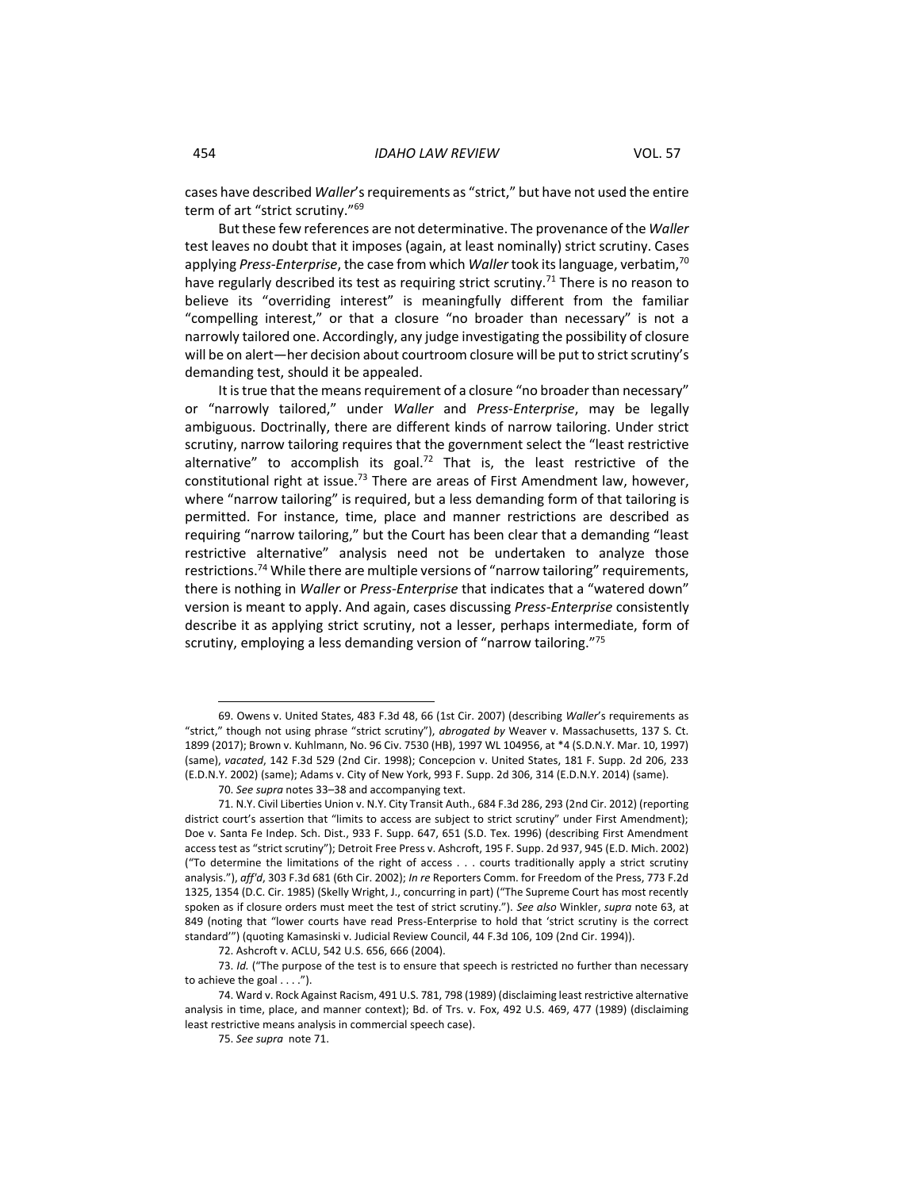cases have described *Waller*'s requirements as "strict," but have not used the entire term of art "strict scrutiny."[69]

But these few references are not determinative. The provenance of the *Waller* test leaves no doubt that it imposes (again, at least nominally) strict scrutiny. Cases applying *Press-Enterprise*, the case from which *Waller* took its language, verbatim,[70] have regularly described its test as requiring strict scrutiny.[71] There is no reason to believe its "overriding interest" is meaningfully different from the familiar "compelling interest," or that a closure "no broader than necessary" is not a narrowly tailored one. Accordingly, any judge investigating the possibility of closure will be on alert—her decision about courtroom closure will be put to strict scrutiny's demanding test, should it be appealed.

It is true that the means requirement of a closure "no broader than necessary" or "narrowly tailored," under *Waller* and *Press-Enterprise*, may be legally ambiguous. Doctrinally, there are different kinds of narrow tailoring. Under strict scrutiny, narrow tailoring requires that the government select the "least restrictive alternative" to accomplish its goal.[72] That is, the least restrictive of the constitutional right at issue.[73] There are areas of First Amendment law, however, where "narrow tailoring" is required, but a less demanding form of that tailoring is permitted. For instance, time, place and manner restrictions are described as requiring "narrow tailoring," but the Court has been clear that a demanding "least restrictive alternative" analysis need not be undertaken to analyze those restrictions.[74] While there are multiple versions of "narrow tailoring" requirements, there is nothing in *Waller* or *Press-Enterprise* that indicates that a "watered down" version is meant to apply. And again, cases discussing *Press-Enterprise* consistently describe it as applying strict scrutiny, not a lesser, perhaps intermediate, form of scrutiny, employing a less demanding version of "narrow tailoring."[75]

---

69. Owens v. United States, 483 F.3d 48, 66 (1st Cir. 2007) (describing *Waller*'s requirements as "strict," though not using phrase "strict scrutiny"), *abrogated by* Weaver v. Massachusetts, 137 S. Ct. 1899 (2017); Brown v. Kuhlmann, No. 96 Civ. 7530 (HB), 1997 WL 104956, at *4 (S.D.N.Y. Mar. 10, 1997) (same), *vacated*, 142 F.3d 529 (2nd Cir. 1998); Concepcion v. United States, 181 F. Supp. 2d 206, 233 (E.D.N.Y. 2002) (same); Adams v. City of New York, 993 F. Supp. 2d 306, 314 (E.D.N.Y. 2014) (same).

70. *See supra* notes 33–38 and accompanying text.

71. N.Y. Civil Liberties Union v. N.Y. City Transit Auth., 684 F.3d 286, 293 (2nd Cir. 2012) (reporting district court's assertion that "limits to access are subject to strict scrutiny" under First Amendment); Doe v. Santa Fe Indep. Sch. Dist., 933 F. Supp. 647, 651 (S.D. Tex. 1996) (describing First Amendment access test as "strict scrutiny"); Detroit Free Press v. Ashcroft, 195 F. Supp. 2d 937, 945 (E.D. Mich. 2002) ("To determine the limitations of the right of access . . . courts traditionally apply a strict scrutiny analysis."), *aff'd*, 303 F.3d 681 (6th Cir. 2002); *In re* Reporters Comm. for Freedom of the Press, 773 F.2d 1325, 1354 (D.C. Cir. 1985) (Skelly Wright, J., concurring in part) ("The Supreme Court has most recently spoken as if closure orders must meet the test of strict scrutiny."). *See also* Winkler, *supra* note 63, at 849 (noting that "lower courts have read Press-Enterprise to hold that 'strict scrutiny is the correct standard'") (quoting Kamasinski v. Judicial Review Council, 44 F.3d 106, 109 (2nd Cir. 1994)).

72. Ashcroft v. ACLU, 542 U.S. 656, 666 (2004).

73. *Id.* ("The purpose of the test is to ensure that speech is restricted no further than necessary to achieve the goal . . . .").

74. Ward v. Rock Against Racism, 491 U.S. 781, 798 (1989) (disclaiming least restrictive alternative analysis in time, place, and manner context); Bd. of Trs. v. Fox, 492 U.S. 469, 477 (1989) (disclaiming least restrictive means analysis in commercial speech case).

75. *See supra* note 71.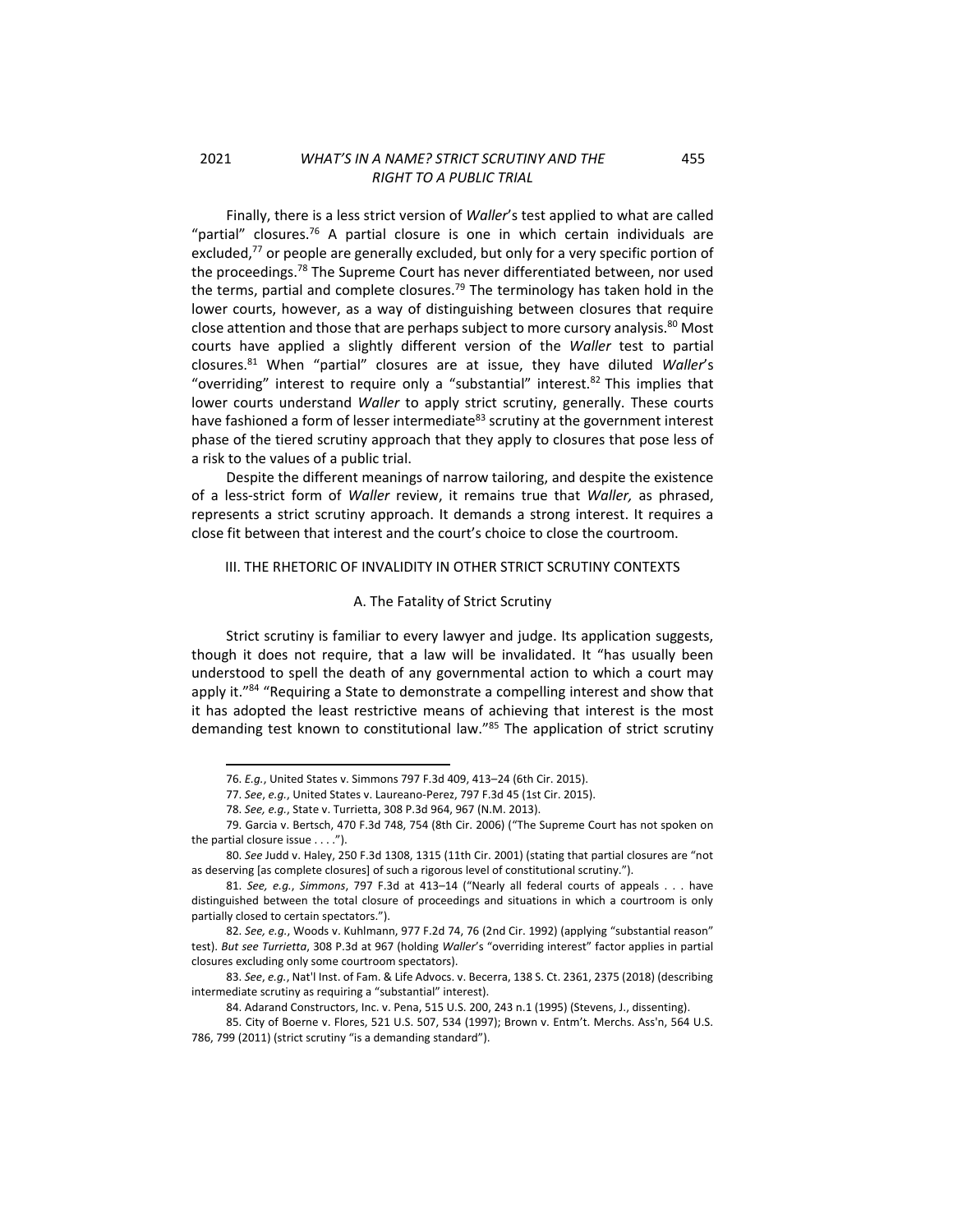Finally, there is a less strict version of *Waller*'s test applied to what are called "partial" closures.[76] A partial closure is one in which certain individuals are excluded,[77] or people are generally excluded, but only for a very specific portion of the proceedings.[78] The Supreme Court has never differentiated between, nor used the terms, partial and complete closures.[79] The terminology has taken hold in the lower courts, however, as a way of distinguishing between closures that require close attention and those that are perhaps subject to more cursory analysis.[80] Most courts have applied a slightly different version of the *Waller* test to partial closures.[81] When "partial" closures are at issue, they have diluted *Waller*'s "overriding" interest to require only a "substantial" interest.[82] This implies that lower courts understand *Waller* to apply strict scrutiny, generally. These courts have fashioned a form of lesser intermediate[83] scrutiny at the government interest phase of the tiered scrutiny approach that they apply to closures that pose less of a risk to the values of a public trial.

Despite the different meanings of narrow tailoring, and despite the existence of a less-strict form of *Waller* review, it remains true that *Waller,* as phrased, represents a strict scrutiny approach. It demands a strong interest. It requires a close fit between that interest and the court's choice to close the courtroom.

## III. THE RHETORIC OF INVALIDITY IN OTHER STRICT SCRUTINY CONTEXTS

### A. The Fatality of Strict Scrutiny

Strict scrutiny is familiar to every lawyer and judge. Its application suggests, though it does not require, that a law will be invalidated. It "has usually been understood to spell the death of any governmental action to which a court may apply it."[84] "Requiring a State to demonstrate a compelling interest and show that it has adopted the least restrictive means of achieving that interest is the most demanding test known to constitutional law."[85] The application of strict scrutiny

---

76. *E.g.*, United States v. Simmons 797 F.3d 409, 413–24 (6th Cir. 2015).

77. *See*, *e.g.*, United States v. Laureano-Perez, 797 F.3d 45 (1st Cir. 2015).

78. *See, e.g.*, State v. Turrietta, 308 P.3d 964, 967 (N.M. 2013).

79. Garcia v. Bertsch, 470 F.3d 748, 754 (8th Cir. 2006) ("The Supreme Court has not spoken on the partial closure issue . . . .").

80. *See* Judd v. Haley, 250 F.3d 1308, 1315 (11th Cir. 2001) (stating that partial closures are "not as deserving [as complete closures] of such a rigorous level of constitutional scrutiny.").

81. *See, e.g.*, *Simmons*, 797 F.3d at 413–14 ("Nearly all federal courts of appeals . . . have distinguished between the total closure of proceedings and situations in which a courtroom is only partially closed to certain spectators.").

82. *See, e.g.*, Woods v. Kuhlmann, 977 F.2d 74, 76 (2nd Cir. 1992) (applying "substantial reason" test). *But see Turrietta*, 308 P.3d at 967 (holding *Waller*'s "overriding interest" factor applies in partial closures excluding only some courtroom spectators).

83. *See*, *e.g.*, Nat'l Inst. of Fam. & Life Advocs. v. Becerra, 138 S. Ct. 2361, 2375 (2018) (describing intermediate scrutiny as requiring a "substantial" interest).

84. Adarand Constructors, Inc. v. Pena, 515 U.S. 200, 243 n.1 (1995) (Stevens, J., dissenting).

85. City of Boerne v. Flores, 521 U.S. 507, 534 (1997); Brown v. Entm't. Merchs. Ass'n, 564 U.S. 786, 799 (2011) (strict scrutiny "is a demanding standard").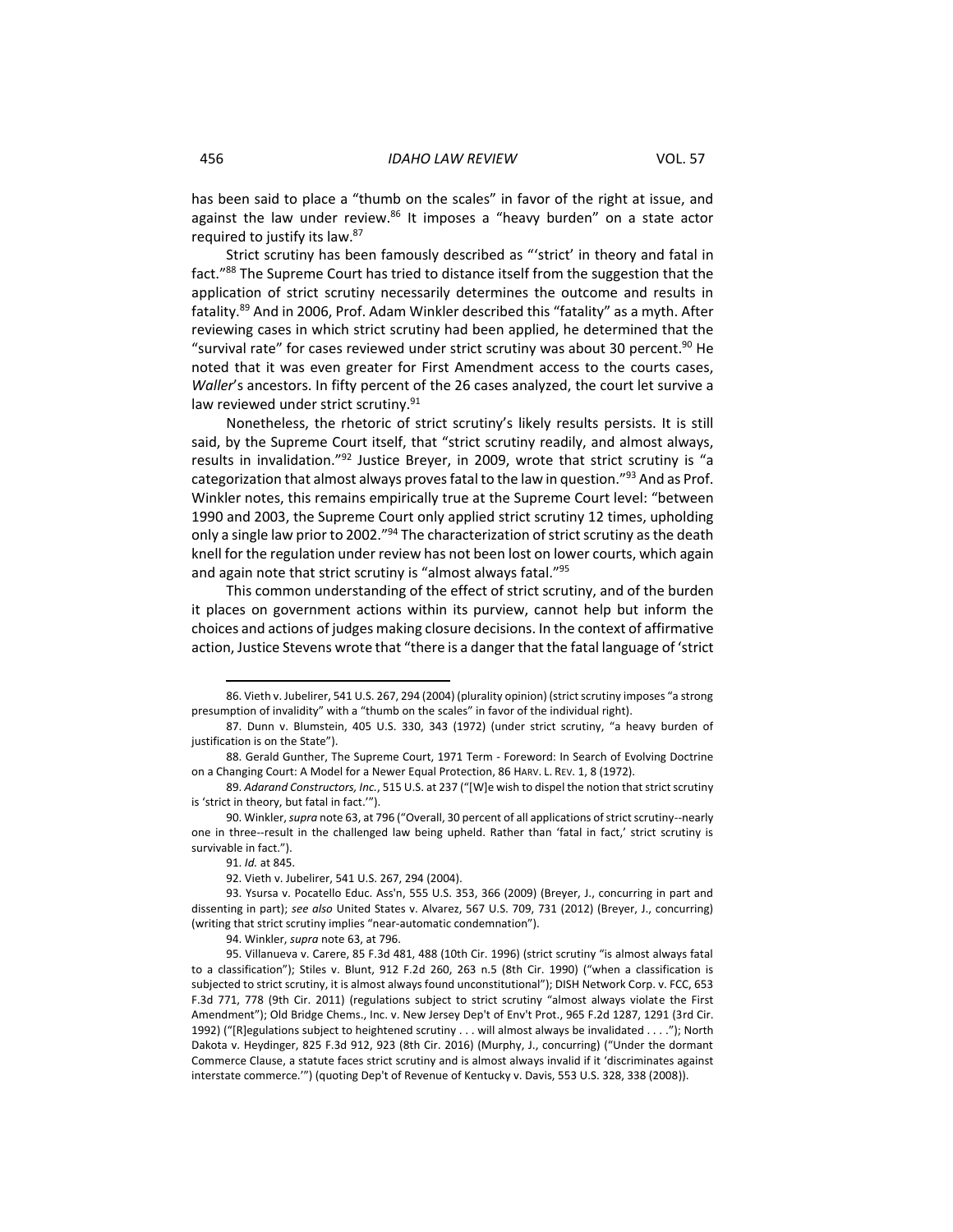has been said to place a "thumb on the scales" in favor of the right at issue, and against the law under review.[86] It imposes a "heavy burden" on a state actor required to justify its law.[87]

Strict scrutiny has been famously described as "'strict' in theory and fatal in fact."[88] The Supreme Court has tried to distance itself from the suggestion that the application of strict scrutiny necessarily determines the outcome and results in fatality.[89] And in 2006, Prof. Adam Winkler described this "fatality" as a myth. After reviewing cases in which strict scrutiny had been applied, he determined that the "survival rate" for cases reviewed under strict scrutiny was about 30 percent.[90] He noted that it was even greater for First Amendment access to the courts cases, *Waller*'s ancestors. In fifty percent of the 26 cases analyzed, the court let survive a law reviewed under strict scrutiny.[91]

Nonetheless, the rhetoric of strict scrutiny's likely results persists. It is still said, by the Supreme Court itself, that "strict scrutiny readily, and almost always, results in invalidation."[92] Justice Breyer, in 2009, wrote that strict scrutiny is "a categorization that almost always proves fatal to the law in question."[93] And as Prof. Winkler notes, this remains empirically true at the Supreme Court level: "between 1990 and 2003, the Supreme Court only applied strict scrutiny 12 times, upholding only a single law prior to 2002."[94] The characterization of strict scrutiny as the death knell for the regulation under review has not been lost on lower courts, which again and again note that strict scrutiny is "almost always fatal."[95]

This common understanding of the effect of strict scrutiny, and of the burden it places on government actions within its purview, cannot help but inform the choices and actions of judges making closure decisions. In the context of affirmative action, Justice Stevens wrote that "there is a danger that the fatal language of 'strict

---

86. Vieth v. Jubelirer, 541 U.S. 267, 294 (2004) (plurality opinion) (strict scrutiny imposes "a strong presumption of invalidity" with a "thumb on the scales" in favor of the individual right).

87. Dunn v. Blumstein, 405 U.S. 330, 343 (1972) (under strict scrutiny, "a heavy burden of justification is on the State").

88. Gerald Gunther, The Supreme Court, 1971 Term - Foreword: In Search of Evolving Doctrine on a Changing Court: A Model for a Newer Equal Protection, 86 HARV. L. REV. 1, 8 (1972).

89. *Adarand Constructors, Inc.*, 515 U.S. at 237 ("[W]e wish to dispel the notion that strict scrutiny is 'strict in theory, but fatal in fact.'").

90. Winkler, *supra* note 63, at 796 ("Overall, 30 percent of all applications of strict scrutiny--nearly one in three--result in the challenged law being upheld. Rather than 'fatal in fact,' strict scrutiny is survivable in fact.").

91. *Id.* at 845.

92. Vieth v. Jubelirer, 541 U.S. 267, 294 (2004).

93. Ysursa v. Pocatello Educ. Ass'n, 555 U.S. 353, 366 (2009) (Breyer, J., concurring in part and dissenting in part); *see also* United States v. Alvarez, 567 U.S. 709, 731 (2012) (Breyer, J., concurring) (writing that strict scrutiny implies "near-automatic condemnation").

94. Winkler, *supra* note 63, at 796.

95. Villanueva v. Carere, 85 F.3d 481, 488 (10th Cir. 1996) (strict scrutiny "is almost always fatal to a classification"); Stiles v. Blunt, 912 F.2d 260, 263 n.5 (8th Cir. 1990) ("when a classification is subjected to strict scrutiny, it is almost always found unconstitutional"); DISH Network Corp. v. FCC, 653 F.3d 771, 778 (9th Cir. 2011) (regulations subject to strict scrutiny "almost always violate the First Amendment"); Old Bridge Chems., Inc. v. New Jersey Dep't of Env't Prot., 965 F.2d 1287, 1291 (3rd Cir. 1992) ("[R]egulations subject to heightened scrutiny . . . will almost always be invalidated . . . ."); North Dakota v. Heydinger, 825 F.3d 912, 923 (8th Cir. 2016) (Murphy, J., concurring) ("Under the dormant Commerce Clause, a statute faces strict scrutiny and is almost always invalid if it 'discriminates against interstate commerce.'") (quoting Dep't of Revenue of Kentucky v. Davis, 553 U.S. 328, 338 (2008)).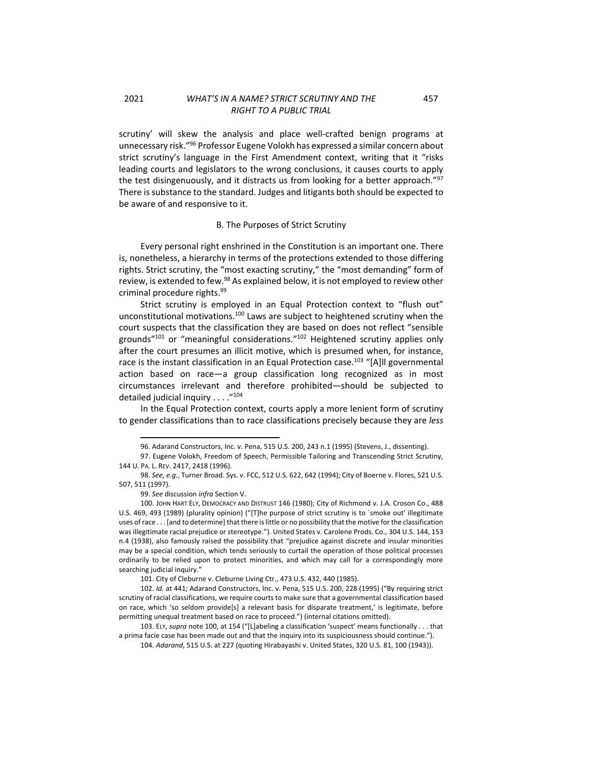scrutiny' will skew the analysis and place well-crafted benign programs at unnecessary risk."[96] Professor Eugene Volokh has expressed a similar concern about strict scrutiny's language in the First Amendment context, writing that it "risks leading courts and legislators to the wrong conclusions, it causes courts to apply the test disingenuously, and it distracts us from looking for a better approach."[97] There is substance to the standard. Judges and litigants both should be expected to be aware of and responsive to it.

B. The Purposes of Strict Scrutiny

Every personal right enshrined in the Constitution is an important one. There is, nonetheless, a hierarchy in terms of the protections extended to those differing rights. Strict scrutiny, the "most exacting scrutiny," the "most demanding" form of review, is extended to few.[98] As explained below, it is not employed to review other criminal procedure rights.[99]

Strict scrutiny is employed in an Equal Protection context to "flush out" unconstitutional motivations.[100] Laws are subject to heightened scrutiny when the court suspects that the classification they are based on does not reflect "sensible grounds"[101] or "meaningful considerations."[102] Heightened scrutiny applies only after the court presumes an illicit motive, which is presumed when, for instance, race is the instant classification in an Equal Protection case.[103] "[A]ll governmental action based on race—a group classification long recognized as in most circumstances irrelevant and therefore prohibited—should be subjected to detailed judicial inquiry . . . ."[104]

In the Equal Protection context, courts apply a more lenient form of scrutiny to gender classifications than to race classifications precisely because they are *less*

---

96. Adarand Constructors, Inc. v. Pena, 515 U.S. 200, 243 n.1 (1995) (Stevens, J., dissenting).

97. Eugene Volokh, Freedom of Speech, Permissible Tailoring and Transcending Strict Scrutiny, 144 U. PA. L. REV. 2417, 2418 (1996).

98. *See, e.g.*, Turner Broad. Sys. v. FCC, 512 U.S. 622, 642 (1994); City of Boerne v. Flores, 521 U.S. 507, 511 (1997).

99. *See* discussion *infra* Section V.

100. JOHN HART ELY, DEMOCRACY AND DISTRUST 146 (1980); City of Richmond v. J.A. Croson Co., 488 U.S. 469, 493 (1989) (plurality opinion) ("[T]he purpose of strict scrutiny is to `smoke out' illegitimate uses of race . . . [and to determine] that there is little or no possibility that the motive for the classification was illegitimate racial prejudice or stereotype."). United States v. Carolene Prods. Co., 304 U.S. 144, 153 n.4 (1938), also famously raised the possibility that "prejudice against discrete and insular minorities may be a special condition, which tends seriously to curtail the operation of those political processes ordinarily to be relied upon to protect minorities, and which may call for a correspondingly more searching judicial inquiry."

101. City of Cleburne v. Cleburne Living Ctr., 473 U.S. 432, 440 (1985).

102. *Id.* at 441; Adarand Constructors, Inc. v. Pena, 515 U.S. 200, 228 (1995) ("By requiring strict scrutiny of racial classifications, we require courts to make sure that a governmental classification based on race, which 'so seldom provide[s] a relevant basis for disparate treatment,' is legitimate, before permitting unequal treatment based on race to proceed.") (internal citations omitted).

103. ELY, *supra* note 100, at 154 ("[L]abeling a classification 'suspect' means functionally . . . that a prima facie case has been made out and that the inquiry into its suspiciousness should continue.").

104. *Adarand*, 515 U.S. at 227 (quoting Hirabayashi v. United States, 320 U.S. 81, 100 (1943)).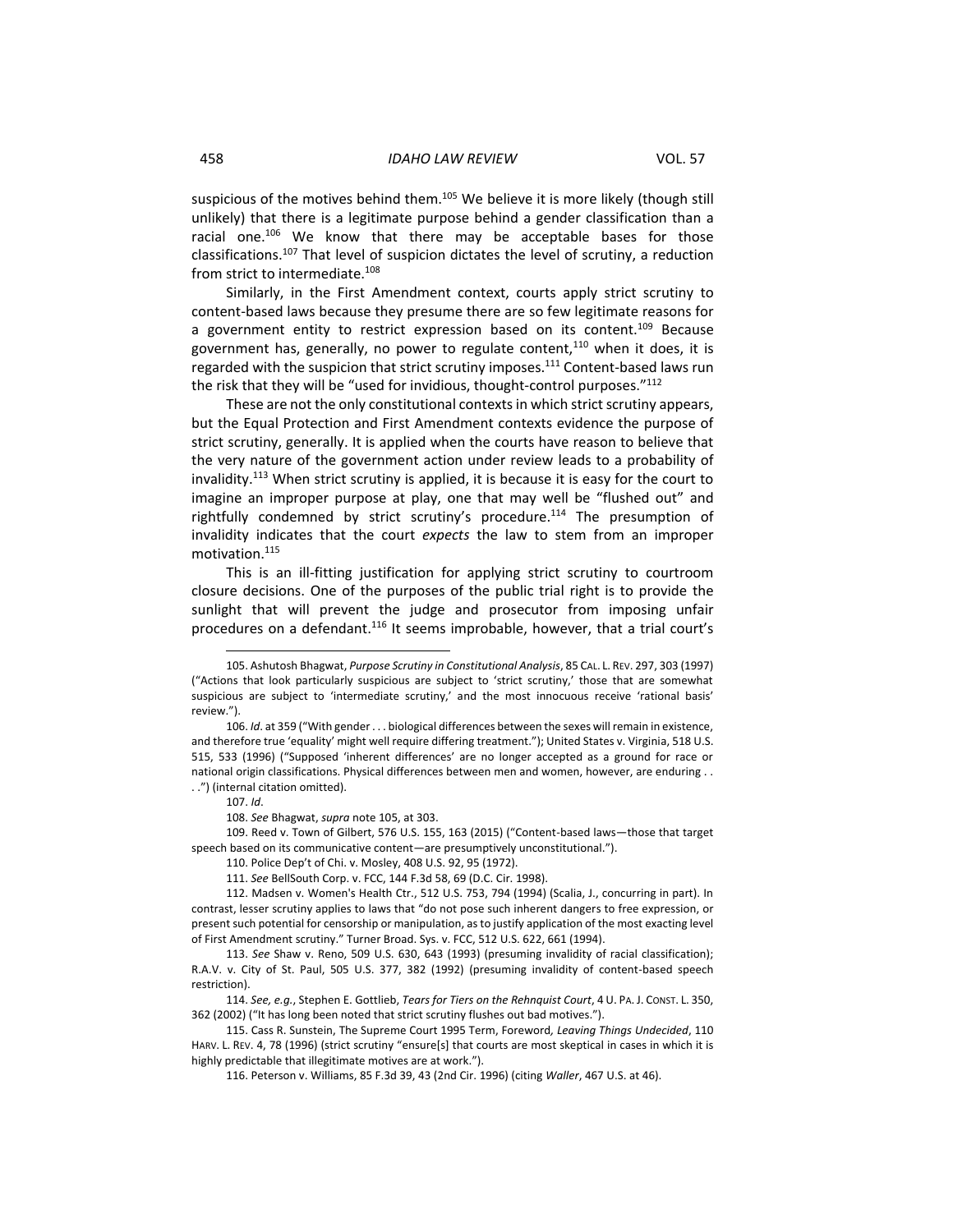suspicious of the motives behind them.[105] We believe it is more likely (though still unlikely) that there is a legitimate purpose behind a gender classification than a racial one.[106] We know that there may be acceptable bases for those classifications.[107] That level of suspicion dictates the level of scrutiny, a reduction from strict to intermediate.[108]

Similarly, in the First Amendment context, courts apply strict scrutiny to content-based laws because they presume there are so few legitimate reasons for a government entity to restrict expression based on its content.[109] Because government has, generally, no power to regulate content,[110] when it does, it is regarded with the suspicion that strict scrutiny imposes.[111] Content-based laws run the risk that they will be "used for invidious, thought-control purposes."[112]

These are not the only constitutional contexts in which strict scrutiny appears, but the Equal Protection and First Amendment contexts evidence the purpose of strict scrutiny, generally. It is applied when the courts have reason to believe that the very nature of the government action under review leads to a probability of invalidity.[113] When strict scrutiny is applied, it is because it is easy for the court to imagine an improper purpose at play, one that may well be "flushed out" and rightfully condemned by strict scrutiny's procedure.[114] The presumption of invalidity indicates that the court *expects* the law to stem from an improper motivation.[115]

This is an ill-fitting justification for applying strict scrutiny to courtroom closure decisions. One of the purposes of the public trial right is to provide the sunlight that will prevent the judge and prosecutor from imposing unfair procedures on a defendant.[116] It seems improbable, however, that a trial court's

---

105. Ashutosh Bhagwat, *Purpose Scrutiny in Constitutional Analysis*, 85 CAL. L. REV. 297, 303 (1997) ("Actions that look particularly suspicious are subject to 'strict scrutiny,' those that are somewhat suspicious are subject to 'intermediate scrutiny,' and the most innocuous receive 'rational basis' review.").

106. *Id*. at 359 ("With gender . . . biological differences between the sexes will remain in existence, and therefore true 'equality' might well require differing treatment."); United States v. Virginia, 518 U.S. 515, 533 (1996) ("Supposed 'inherent differences' are no longer accepted as a ground for race or national origin classifications. Physical differences between men and women, however, are enduring . . . .") (internal citation omitted).

107. *Id*.

108. *See* Bhagwat, *supra* note 105, at 303.

109. Reed v. Town of Gilbert, 576 U.S. 155, 163 (2015) ("Content-based laws—those that target speech based on its communicative content—are presumptively unconstitutional.").

110. Police Dep't of Chi. v. Mosley, 408 U.S. 92, 95 (1972).

111. *See* BellSouth Corp. v. FCC, 144 F.3d 58, 69 (D.C. Cir. 1998).

112. Madsen v. Women's Health Ctr., 512 U.S. 753, 794 (1994) (Scalia, J., concurring in part). In contrast, lesser scrutiny applies to laws that "do not pose such inherent dangers to free expression, or present such potential for censorship or manipulation, as to justify application of the most exacting level of First Amendment scrutiny." Turner Broad. Sys. v. FCC, 512 U.S. 622, 661 (1994).

113. *See* Shaw v. Reno, 509 U.S. 630, 643 (1993) (presuming invalidity of racial classification); R.A.V. v. City of St. Paul, 505 U.S. 377, 382 (1992) (presuming invalidity of content-based speech restriction).

114. *See, e.g.*, Stephen E. Gottlieb, *Tears for Tiers on the Rehnquist Court*, 4 U. PA. J. CONST. L. 350, 362 (2002) ("It has long been noted that strict scrutiny flushes out bad motives.").

115. Cass R. Sunstein, The Supreme Court 1995 Term, Foreword, *Leaving Things Undecided*, 110 HARV. L. REV. 4, 78 (1996) (strict scrutiny "ensure[s] that courts are most skeptical in cases in which it is highly predictable that illegitimate motives are at work.").

116. Peterson v. Williams, 85 F.3d 39, 43 (2nd Cir. 1996) (citing *Waller*, 467 U.S. at 46).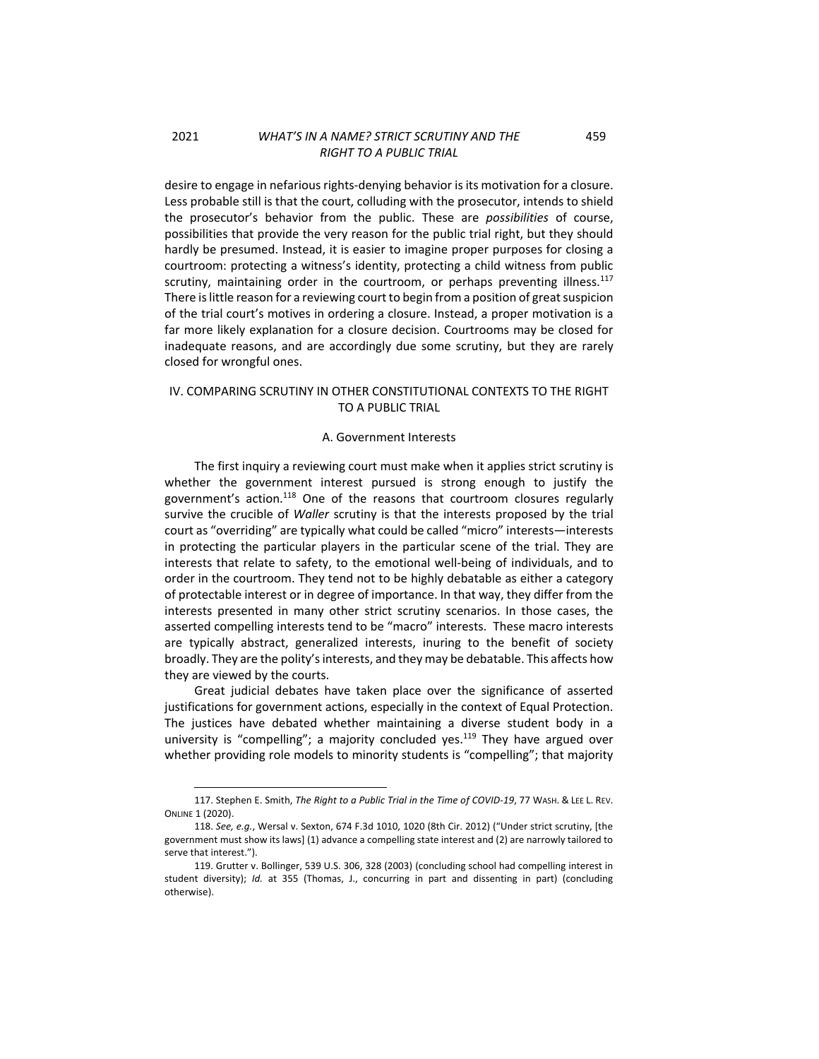desire to engage in nefarious rights-denying behavior is its motivation for a closure. Less probable still is that the court, colluding with the prosecutor, intends to shield the prosecutor's behavior from the public. These are *possibilities* of course, possibilities that provide the very reason for the public trial right, but they should hardly be presumed. Instead, it is easier to imagine proper purposes for closing a courtroom: protecting a witness's identity, protecting a child witness from public scrutiny, maintaining order in the courtroom, or perhaps preventing illness.[117] There is little reason for a reviewing court to begin from a position of great suspicion of the trial court's motives in ordering a closure. Instead, a proper motivation is a far more likely explanation for a closure decision. Courtrooms may be closed for inadequate reasons, and are accordingly due some scrutiny, but they are rarely closed for wrongful ones.

## IV. COMPARING SCRUTINY IN OTHER CONSTITUTIONAL CONTEXTS TO THE RIGHT TO A PUBLIC TRIAL

### A. Government Interests

The first inquiry a reviewing court must make when it applies strict scrutiny is whether the government interest pursued is strong enough to justify the government's action.[118] One of the reasons that courtroom closures regularly survive the crucible of *Waller* scrutiny is that the interests proposed by the trial court as "overriding" are typically what could be called "micro" interests—interests in protecting the particular players in the particular scene of the trial. They are interests that relate to safety, to the emotional well-being of individuals, and to order in the courtroom. They tend not to be highly debatable as either a category of protectable interest or in degree of importance. In that way, they differ from the interests presented in many other strict scrutiny scenarios. In those cases, the asserted compelling interests tend to be "macro" interests. These macro interests are typically abstract, generalized interests, inuring to the benefit of society broadly. They are the polity's interests, and they may be debatable. This affects how they are viewed by the courts.

Great judicial debates have taken place over the significance of asserted justifications for government actions, especially in the context of Equal Protection. The justices have debated whether maintaining a diverse student body in a university is "compelling"; a majority concluded yes.[119] They have argued over whether providing role models to minority students is "compelling"; that majority

---

117. Stephen E. Smith, *The Right to a Public Trial in the Time of COVID-19*, 77 WASH. & LEE L. REV. ONLINE 1 (2020).

118. *See, e.g.*, Wersal v. Sexton, 674 F.3d 1010, 1020 (8th Cir. 2012) ("Under strict scrutiny, [the government must show its laws] (1) advance a compelling state interest and (2) are narrowly tailored to serve that interest.").

119. Grutter v. Bollinger, 539 U.S. 306, 328 (2003) (concluding school had compelling interest in student diversity); *Id.* at 355 (Thomas, J., concurring in part and dissenting in part) (concluding otherwise).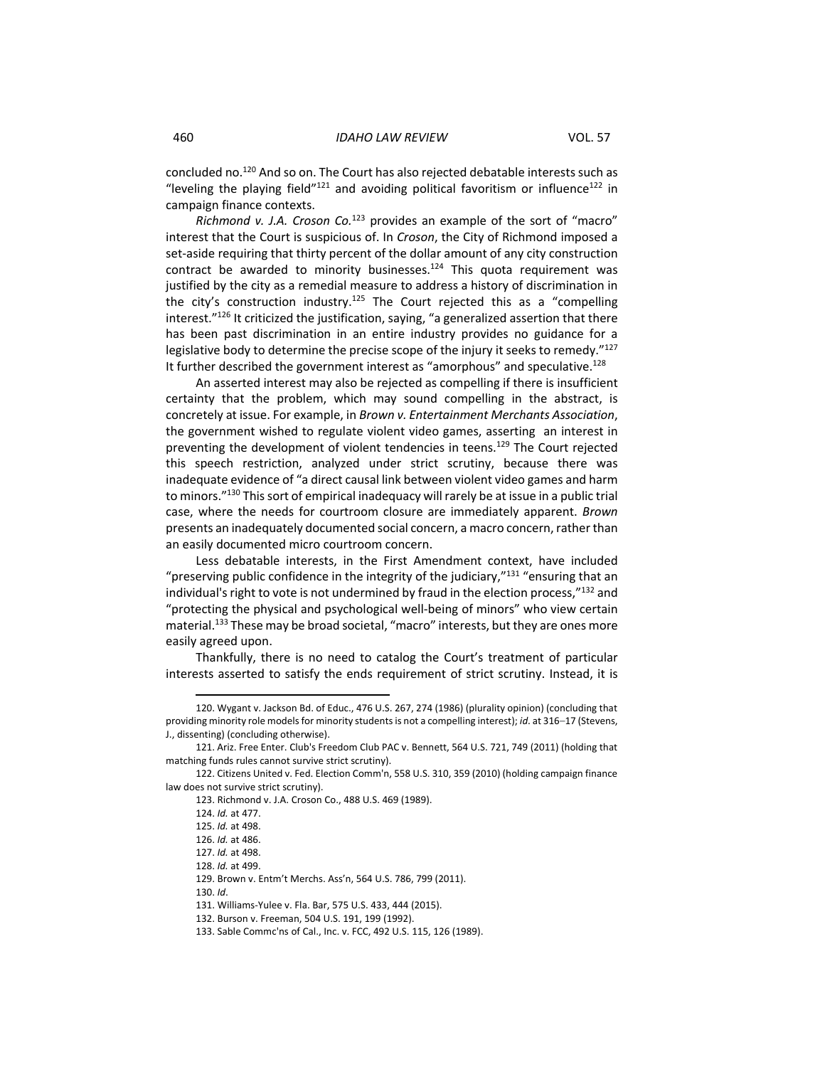concluded no.[120] And so on. The Court has also rejected debatable interests such as "leveling the playing field"[121] and avoiding political favoritism or influence[122] in campaign finance contexts.

*Richmond v. J.A. Croson Co.*[123] provides an example of the sort of "macro" interest that the Court is suspicious of. In *Croson*, the City of Richmond imposed a set-aside requiring that thirty percent of the dollar amount of any city construction contract be awarded to minority businesses.[124] This quota requirement was justified by the city as a remedial measure to address a history of discrimination in the city's construction industry.[125] The Court rejected this as a "compelling interest."[126] It criticized the justification, saying, "a generalized assertion that there has been past discrimination in an entire industry provides no guidance for a legislative body to determine the precise scope of the injury it seeks to remedy."[127] It further described the government interest as "amorphous" and speculative.[128]

An asserted interest may also be rejected as compelling if there is insufficient certainty that the problem, which may sound compelling in the abstract, is concretely at issue. For example, in *Brown v. Entertainment Merchants Association*, the government wished to regulate violent video games, asserting an interest in preventing the development of violent tendencies in teens.[129] The Court rejected this speech restriction, analyzed under strict scrutiny, because there was inadequate evidence of "a direct causal link between violent video games and harm to minors."[130] This sort of empirical inadequacy will rarely be at issue in a public trial case, where the needs for courtroom closure are immediately apparent. *Brown* presents an inadequately documented social concern, a macro concern, rather than an easily documented micro courtroom concern.

Less debatable interests, in the First Amendment context, have included "preserving public confidence in the integrity of the judiciary,"[131] "ensuring that an individual's right to vote is not undermined by fraud in the election process,"[132] and "protecting the physical and psychological well-being of minors" who view certain material.[133] These may be broad societal, "macro" interests, but they are ones more easily agreed upon.

Thankfully, there is no need to catalog the Court's treatment of particular interests asserted to satisfy the ends requirement of strict scrutiny. Instead, it is

---

120. Wygant v. Jackson Bd. of Educ., 476 U.S. 267, 274 (1986) (plurality opinion) (concluding that providing minority role models for minority students is not a compelling interest); *id*. at 316–17 (Stevens, J., dissenting) (concluding otherwise).

121. Ariz. Free Enter. Club's Freedom Club PAC v. Bennett, 564 U.S. 721, 749 (2011) (holding that matching funds rules cannot survive strict scrutiny).

122. Citizens United v. Fed. Election Comm'n, 558 U.S. 310, 359 (2010) (holding campaign finance law does not survive strict scrutiny).

123. Richmond v. J.A. Croson Co., 488 U.S. 469 (1989).

124. *Id.* at 477.

125. *Id.* at 498.

126. *Id.* at 486.

127. *Id.* at 498.

128. *Id.* at 499.

129. Brown v. Entm't Merchs. Ass'n, 564 U.S. 786, 799 (2011).

130. *Id*.

131. Williams-Yulee v. Fla. Bar, 575 U.S. 433, 444 (2015).

132. Burson v. Freeman, 504 U.S. 191, 199 (1992).

133. Sable Commc'ns of Cal., Inc. v. FCC, 492 U.S. 115, 126 (1989).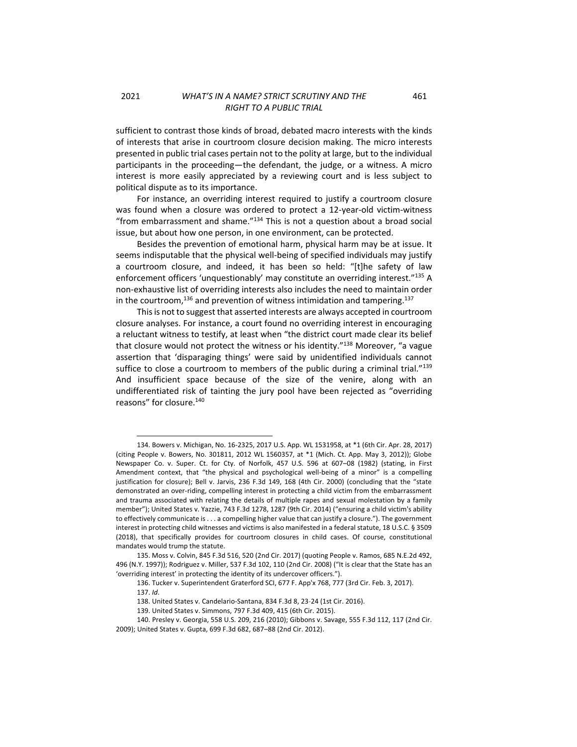sufficient to contrast those kinds of broad, debated macro interests with the kinds of interests that arise in courtroom closure decision making. The micro interests presented in public trial cases pertain not to the polity at large, but to the individual participants in the proceeding—the defendant, the judge, or a witness. A micro interest is more easily appreciated by a reviewing court and is less subject to political dispute as to its importance.

For instance, an overriding interest required to justify a courtroom closure was found when a closure was ordered to protect a 12-year-old victim-witness "from embarrassment and shame."[134] This is not a question about a broad social issue, but about how one person, in one environment, can be protected.

Besides the prevention of emotional harm, physical harm may be at issue. It seems indisputable that the physical well-being of specified individuals may justify a courtroom closure, and indeed, it has been so held: "[t]he safety of law enforcement officers 'unquestionably' may constitute an overriding interest."[135] A non-exhaustive list of overriding interests also includes the need to maintain order in the courtroom,[136] and prevention of witness intimidation and tampering.[137]

This is not to suggest that asserted interests are always accepted in courtroom closure analyses. For instance, a court found no overriding interest in encouraging a reluctant witness to testify, at least when "the district court made clear its belief that closure would not protect the witness or his identity."[138] Moreover, "a vague assertion that 'disparaging things' were said by unidentified individuals cannot suffice to close a courtroom to members of the public during a criminal trial."[139] And insufficient space because of the size of the venire, along with an undifferentiated risk of tainting the jury pool have been rejected as "overriding reasons" for closure.[140]

---

134. Bowers v. Michigan, No. 16-2325, 2017 U.S. App. WL 1531958, at *1 (6th Cir. Apr. 28, 2017) (citing People v. Bowers, No. 301811, 2012 WL 1560357, at *1 (Mich. Ct. App. May 3, 2012)); Globe Newspaper Co. v. Super. Ct. for Cty. of Norfolk, 457 U.S. 596 at 607–08 (1982) (stating, in First Amendment context, that "the physical and psychological well-being of a minor" is a compelling justification for closure); Bell v. Jarvis, 236 F.3d 149, 168 (4th Cir. 2000) (concluding that the "state demonstrated an over-riding, compelling interest in protecting a child victim from the embarrassment and trauma associated with relating the details of multiple rapes and sexual molestation by a family member"); United States v. Yazzie, 743 F.3d 1278, 1287 (9th Cir. 2014) ("ensuring a child victim's ability to effectively communicate is . . . a compelling higher value that can justify a closure."). The government interest in protecting child witnesses and victims is also manifested in a federal statute, 18 U.S.C. § 3509 (2018), that specifically provides for courtroom closures in child cases. Of course, constitutional mandates would trump the statute.

135. Moss v. Colvin, 845 F.3d 516, 520 (2nd Cir. 2017) (quoting People v. Ramos, 685 N.E.2d 492, 496 (N.Y. 1997)); Rodriguez v. Miller, 537 F.3d 102, 110 (2nd Cir. 2008) ("It is clear that the State has an 'overriding interest' in protecting the identity of its undercover officers.").

136. Tucker v. Superintendent Graterford SCI, 677 F. App'x 768, 777 (3rd Cir. Feb. 3, 2017).

137. *Id*.

138. United States v. Candelario-Santana, 834 F.3d 8, 23-24 (1st Cir. 2016).

139. United States v. Simmons, 797 F.3d 409, 415 (6th Cir. 2015).

140. Presley v. Georgia, 558 U.S. 209, 216 (2010); Gibbons v. Savage, 555 F.3d 112, 117 (2nd Cir. 2009); United States v. Gupta, 699 F.3d 682, 687–88 (2nd Cir. 2012).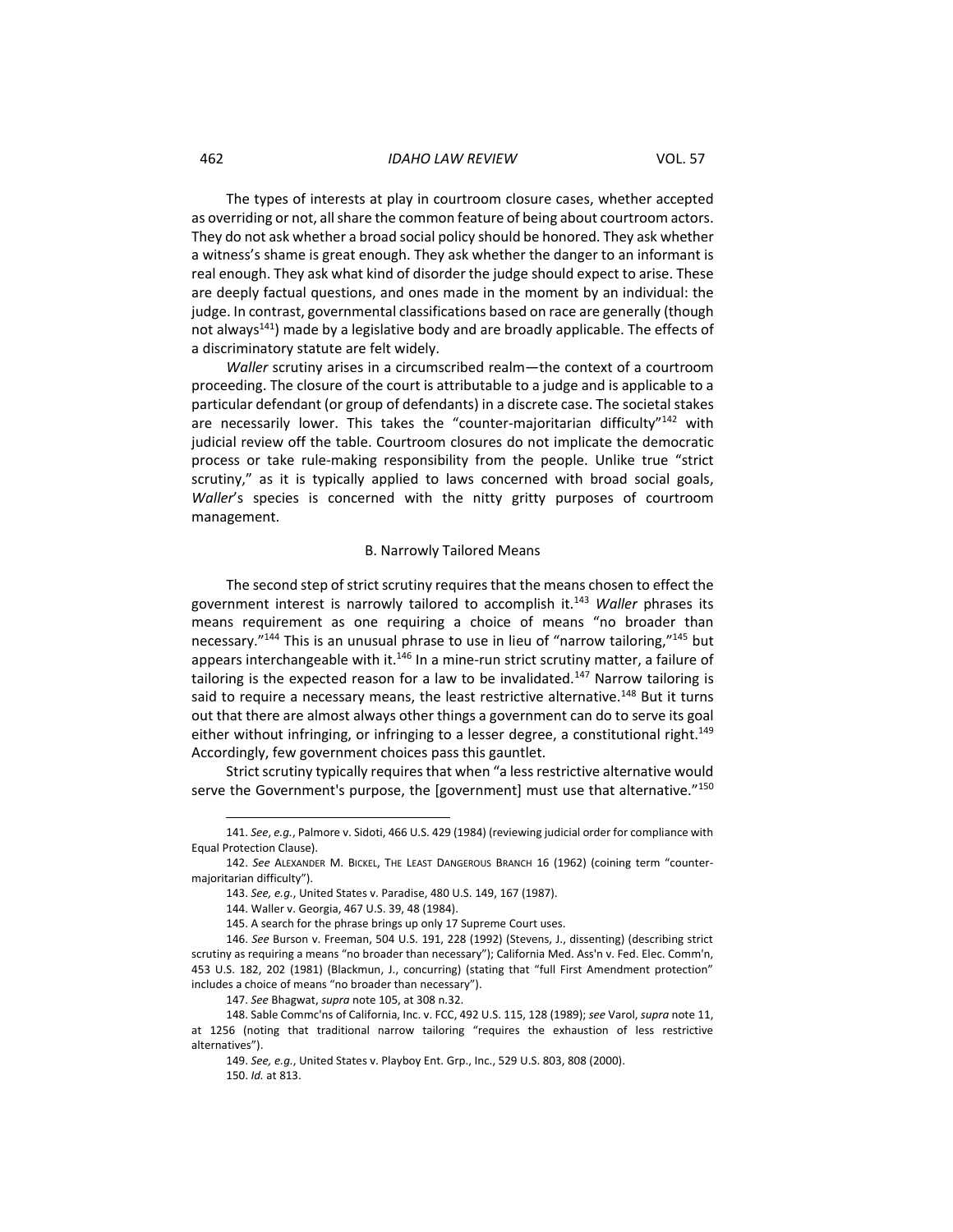The types of interests at play in courtroom closure cases, whether accepted as overriding or not, all share the common feature of being about courtroom actors. They do not ask whether a broad social policy should be honored. They ask whether a witness's shame is great enough. They ask whether the danger to an informant is real enough. They ask what kind of disorder the judge should expect to arise. These are deeply factual questions, and ones made in the moment by an individual: the judge. In contrast, governmental classifications based on race are generally (though not always[141]) made by a legislative body and are broadly applicable. The effects of a discriminatory statute are felt widely.

*Waller* scrutiny arises in a circumscribed realm—the context of a courtroom proceeding. The closure of the court is attributable to a judge and is applicable to a particular defendant (or group of defendants) in a discrete case. The societal stakes are necessarily lower. This takes the "counter-majoritarian difficulty"[142] with judicial review off the table. Courtroom closures do not implicate the democratic process or take rule-making responsibility from the people. Unlike true "strict scrutiny," as it is typically applied to laws concerned with broad social goals, *Waller*'s species is concerned with the nitty gritty purposes of courtroom management.

### B. Narrowly Tailored Means

The second step of strict scrutiny requires that the means chosen to effect the government interest is narrowly tailored to accomplish it.[143] *Waller* phrases its means requirement as one requiring a choice of means "no broader than necessary."[144] This is an unusual phrase to use in lieu of "narrow tailoring,"[145] but appears interchangeable with it.[146] In a mine-run strict scrutiny matter, a failure of tailoring is the expected reason for a law to be invalidated.[147] Narrow tailoring is said to require a necessary means, the least restrictive alternative.[148] But it turns out that there are almost always other things a government can do to serve its goal either without infringing, or infringing to a lesser degree, a constitutional right.[149] Accordingly, few government choices pass this gauntlet.

Strict scrutiny typically requires that when "a less restrictive alternative would serve the Government's purpose, the [government] must use that alternative."[150]

---

141. *See*, *e.g.*, Palmore v. Sidoti, 466 U.S. 429 (1984) (reviewing judicial order for compliance with Equal Protection Clause).

142. *See* ALEXANDER M. BICKEL, THE LEAST DANGEROUS BRANCH 16 (1962) (coining term "counter-majoritarian difficulty").

143. *See, e.g.*, United States v. Paradise, 480 U.S. 149, 167 (1987).

144. Waller v. Georgia, 467 U.S. 39, 48 (1984).

145. A search for the phrase brings up only 17 Supreme Court uses.

146. *See* Burson v. Freeman, 504 U.S. 191, 228 (1992) (Stevens, J., dissenting) (describing strict scrutiny as requiring a means "no broader than necessary"); California Med. Ass'n v. Fed. Elec. Comm'n, 453 U.S. 182, 202 (1981) (Blackmun, J., concurring) (stating that "full First Amendment protection" includes a choice of means "no broader than necessary").

147. *See* Bhagwat, *supra* note 105, at 308 n.32.

148. Sable Commc'ns of California, Inc. v. FCC, 492 U.S. 115, 128 (1989); *see* Varol, *supra* note 11, at 1256 (noting that traditional narrow tailoring "requires the exhaustion of less restrictive alternatives").

149. *See, e.g.*, United States v. Playboy Ent. Grp., Inc., 529 U.S. 803, 808 (2000).

150. *Id.* at 813.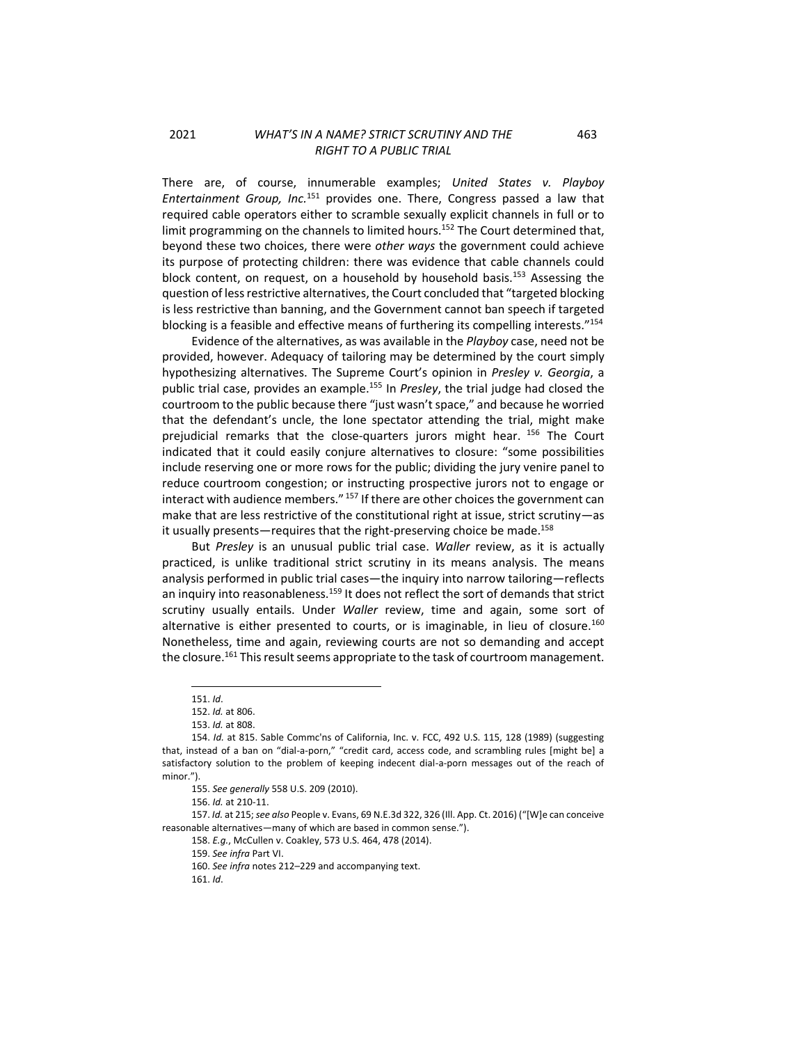There are, of course, innumerable examples; *United States v. Playboy Entertainment Group, Inc.*[151] provides one. There, Congress passed a law that required cable operators either to scramble sexually explicit channels in full or to limit programming on the channels to limited hours.[152] The Court determined that, beyond these two choices, there were *other ways* the government could achieve its purpose of protecting children: there was evidence that cable channels could block content, on request, on a household by household basis.[153] Assessing the question of less restrictive alternatives, the Court concluded that "targeted blocking is less restrictive than banning, and the Government cannot ban speech if targeted blocking is a feasible and effective means of furthering its compelling interests."[154]

Evidence of the alternatives, as was available in the *Playboy* case, need not be provided, however. Adequacy of tailoring may be determined by the court simply hypothesizing alternatives. The Supreme Court's opinion in *Presley v. Georgia*, a public trial case, provides an example.[155] In *Presley*, the trial judge had closed the courtroom to the public because there "just wasn't space," and because he worried that the defendant's uncle, the lone spectator attending the trial, might make prejudicial remarks that the close-quarters jurors might hear.[156] The Court indicated that it could easily conjure alternatives to closure: "some possibilities include reserving one or more rows for the public; dividing the jury venire panel to reduce courtroom congestion; or instructing prospective jurors not to engage or interact with audience members."[157] If there are other choices the government can make that are less restrictive of the constitutional right at issue, strict scrutiny—as it usually presents—requires that the right-preserving choice be made.[158]

But *Presley* is an unusual public trial case. *Waller* review, as it is actually practiced, is unlike traditional strict scrutiny in its means analysis. The means analysis performed in public trial cases—the inquiry into narrow tailoring—reflects an inquiry into reasonableness.[159] It does not reflect the sort of demands that strict scrutiny usually entails. Under *Waller* review, time and again, some sort of alternative is either presented to courts, or is imaginable, in lieu of closure.[160] Nonetheless, time and again, reviewing courts are not so demanding and accept the closure.[161] This result seems appropriate to the task of courtroom management.

---

151. *Id*.

152. *Id.* at 806.

153. *Id.* at 808.

154. *Id.* at 815. Sable Commc'ns of California, Inc. v. FCC, 492 U.S. 115, 128 (1989) (suggesting that, instead of a ban on "dial-a-porn," "credit card, access code, and scrambling rules [might be] a satisfactory solution to the problem of keeping indecent dial-a-porn messages out of the reach of minor.").

155. *See generally* 558 U.S. 209 (2010).

156. *Id.* at 210-11.

157. *Id.* at 215; *see also* People v. Evans, 69 N.E.3d 322, 326 (Ill. App. Ct. 2016) ("[W]e can conceive reasonable alternatives—many of which are based in common sense.").

158. *E.g.*, McCullen v. Coakley, 573 U.S. 464, 478 (2014).

159. *See infra* Part VI.

160. *See infra* notes 212–229 and accompanying text.

161. *Id*.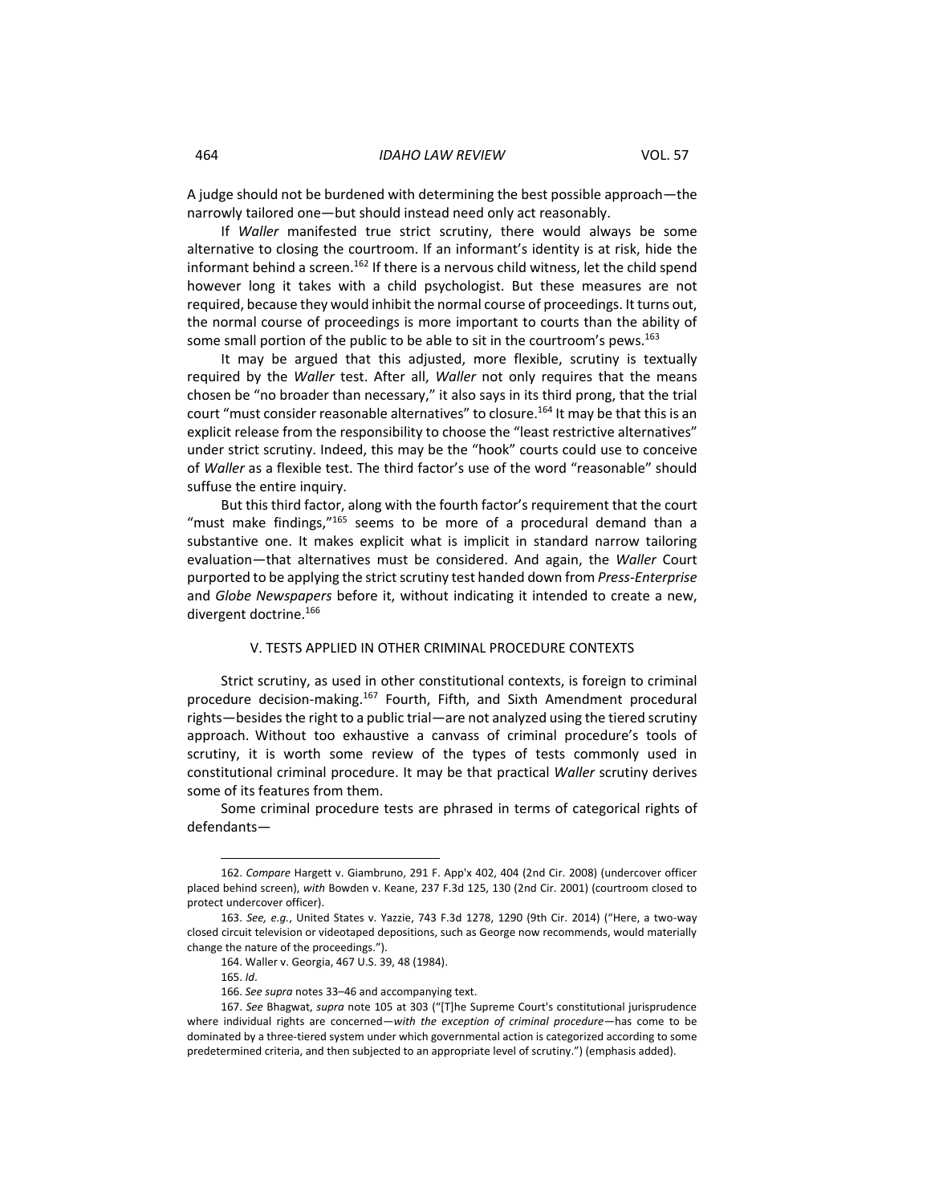A judge should not be burdened with determining the best possible approach—the narrowly tailored one—but should instead need only act reasonably.

If *Waller* manifested true strict scrutiny, there would always be some alternative to closing the courtroom. If an informant's identity is at risk, hide the informant behind a screen.[162] If there is a nervous child witness, let the child spend however long it takes with a child psychologist. But these measures are not required, because they would inhibit the normal course of proceedings. It turns out, the normal course of proceedings is more important to courts than the ability of some small portion of the public to be able to sit in the courtroom's pews.[163]

It may be argued that this adjusted, more flexible, scrutiny is textually required by the *Waller* test. After all, *Waller* not only requires that the means chosen be "no broader than necessary," it also says in its third prong, that the trial court "must consider reasonable alternatives" to closure.[164] It may be that this is an explicit release from the responsibility to choose the "least restrictive alternatives" under strict scrutiny. Indeed, this may be the "hook" courts could use to conceive of *Waller* as a flexible test. The third factor's use of the word "reasonable" should suffuse the entire inquiry.

But this third factor, along with the fourth factor's requirement that the court "must make findings,"[165] seems to be more of a procedural demand than a substantive one. It makes explicit what is implicit in standard narrow tailoring evaluation—that alternatives must be considered. And again, the *Waller* Court purported to be applying the strict scrutiny test handed down from *Press-Enterprise* and *Globe Newspapers* before it, without indicating it intended to create a new, divergent doctrine.[166]

## V. TESTS APPLIED IN OTHER CRIMINAL PROCEDURE CONTEXTS

Strict scrutiny, as used in other constitutional contexts, is foreign to criminal procedure decision-making.[167] Fourth, Fifth, and Sixth Amendment procedural rights—besides the right to a public trial—are not analyzed using the tiered scrutiny approach. Without too exhaustive a canvass of criminal procedure's tools of scrutiny, it is worth some review of the types of tests commonly used in constitutional criminal procedure. It may be that practical *Waller* scrutiny derives some of its features from them.

Some criminal procedure tests are phrased in terms of categorical rights of defendants—

---

162. *Compare* Hargett v. Giambruno, 291 F. App'x 402, 404 (2nd Cir. 2008) (undercover officer placed behind screen), *with* Bowden v. Keane, 237 F.3d 125, 130 (2nd Cir. 2001) (courtroom closed to protect undercover officer).

163. *See, e.g.*, United States v. Yazzie, 743 F.3d 1278, 1290 (9th Cir. 2014) ("Here, a two-way closed circuit television or videotaped depositions, such as George now recommends, would materially change the nature of the proceedings.").

164. Waller v. Georgia, 467 U.S. 39, 48 (1984).

165. *Id.*

166. *See supra* notes 33–46 and accompanying text.

167. *See* Bhagwat, *supra* note 105 at 303 ("[T]he Supreme Court's constitutional jurisprudence where individual rights are concerned—*with the exception of criminal procedure*—has come to be dominated by a three-tiered system under which governmental action is categorized according to some predetermined criteria, and then subjected to an appropriate level of scrutiny.") (emphasis added).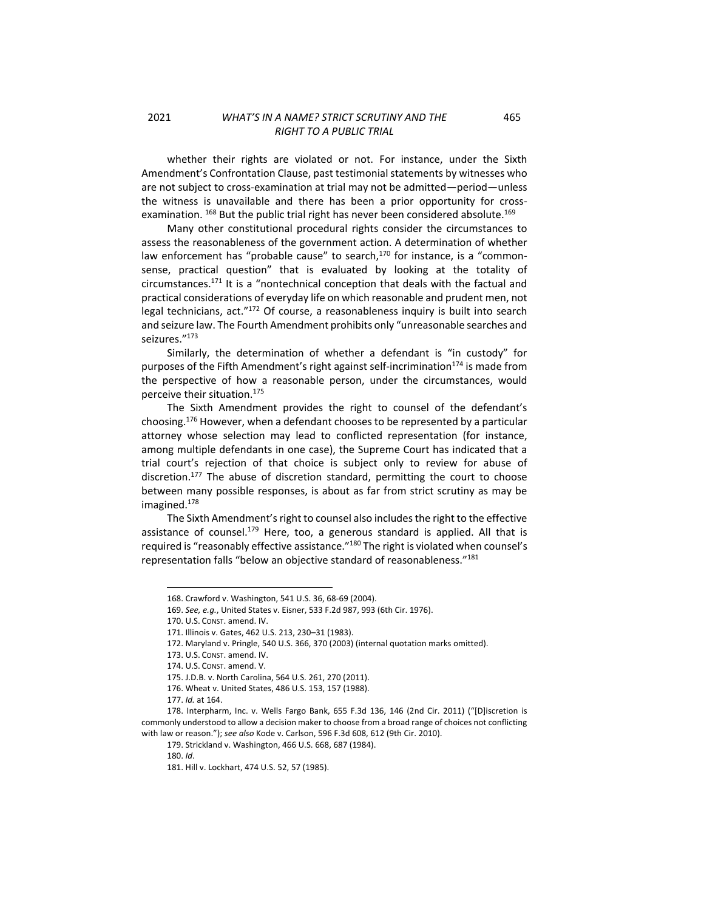whether their rights are violated or not. For instance, under the Sixth Amendment's Confrontation Clause, past testimonial statements by witnesses who are not subject to cross-examination at trial may not be admitted—period—unless the witness is unavailable and there has been a prior opportunity for cross-examination. [168] But the public trial right has never been considered absolute.[169]

Many other constitutional procedural rights consider the circumstances to assess the reasonableness of the government action. A determination of whether law enforcement has "probable cause" to search,[170] for instance, is a "common-sense, practical question" that is evaluated by looking at the totality of circumstances.[171] It is a "nontechnical conception that deals with the factual and practical considerations of everyday life on which reasonable and prudent men, not legal technicians, act."[172] Of course, a reasonableness inquiry is built into search and seizure law. The Fourth Amendment prohibits only "unreasonable searches and seizures."[173]

Similarly, the determination of whether a defendant is "in custody" for purposes of the Fifth Amendment's right against self-incrimination[174] is made from the perspective of how a reasonable person, under the circumstances, would perceive their situation.[175]

The Sixth Amendment provides the right to counsel of the defendant's choosing.[176] However, when a defendant chooses to be represented by a particular attorney whose selection may lead to conflicted representation (for instance, among multiple defendants in one case), the Supreme Court has indicated that a trial court's rejection of that choice is subject only to review for abuse of discretion.[177] The abuse of discretion standard, permitting the court to choose between many possible responses, is about as far from strict scrutiny as may be imagined.[178]

The Sixth Amendment's right to counsel also includes the right to the effective assistance of counsel.[179] Here, too, a generous standard is applied. All that is required is "reasonably effective assistance."[180] The right is violated when counsel's representation falls "below an objective standard of reasonableness."[181]

---

168. Crawford v. Washington, 541 U.S. 36, 68-69 (2004).

169. *See, e.g.*, United States v. Eisner, 533 F.2d 987, 993 (6th Cir. 1976).

170. U.S. CONST. amend. IV.

171. Illinois v. Gates, 462 U.S. 213, 230–31 (1983).

172. Maryland v. Pringle, 540 U.S. 366, 370 (2003) (internal quotation marks omitted).

173. U.S. CONST. amend. IV.

174. U.S. CONST. amend. V.

175. J.D.B. v. North Carolina, 564 U.S. 261, 270 (2011).

176. Wheat v. United States, 486 U.S. 153, 157 (1988).

177. *Id.* at 164.

178. Interpharm, Inc. v. Wells Fargo Bank, 655 F.3d 136, 146 (2nd Cir. 2011) ("[D]iscretion is commonly understood to allow a decision maker to choose from a broad range of choices not conflicting with law or reason."); *see also* Kode v. Carlson, 596 F.3d 608, 612 (9th Cir. 2010).

179. Strickland v. Washington, 466 U.S. 668, 687 (1984).

180. *Id*.

181. Hill v. Lockhart, 474 U.S. 52, 57 (1985).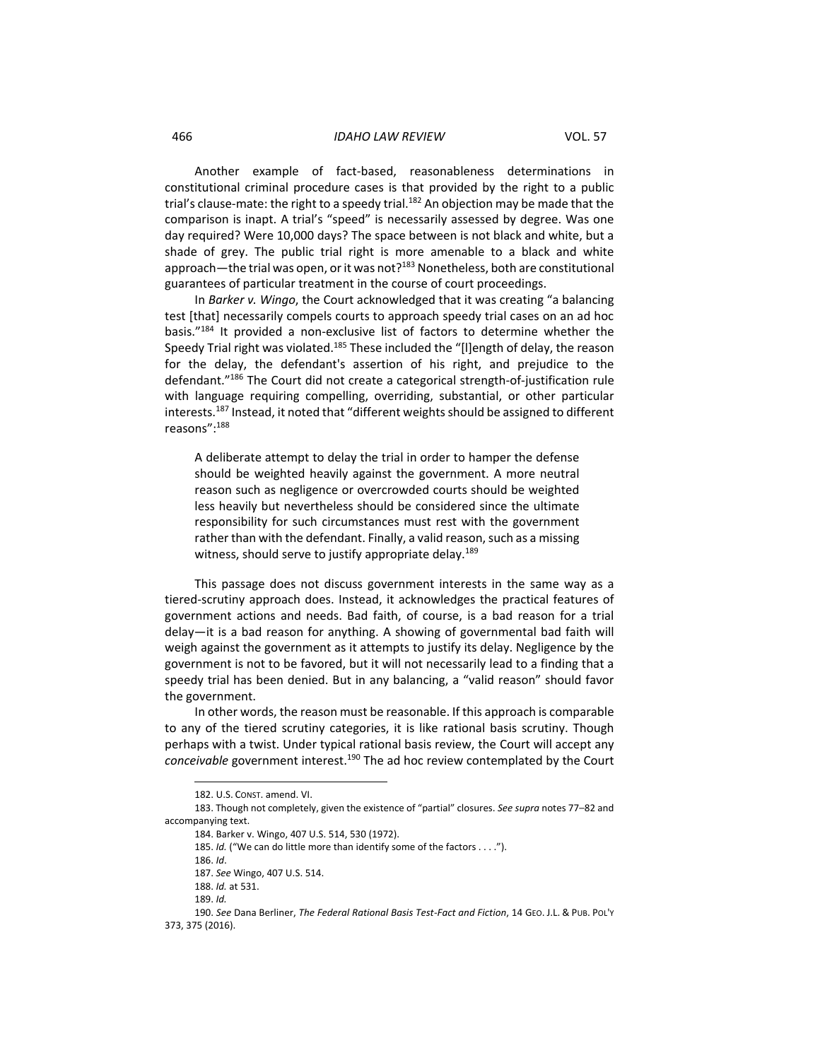Another example of fact-based, reasonableness determinations in constitutional criminal procedure cases is that provided by the right to a public trial's clause-mate: the right to a speedy trial.[182] An objection may be made that the comparison is inapt. A trial's "speed" is necessarily assessed by degree. Was one day required? Were 10,000 days? The space between is not black and white, but a shade of grey. The public trial right is more amenable to a black and white approach—the trial was open, or it was not?[183] Nonetheless, both are constitutional guarantees of particular treatment in the course of court proceedings.

In *Barker v. Wingo*, the Court acknowledged that it was creating "a balancing test [that] necessarily compels courts to approach speedy trial cases on an ad hoc basis."[184] It provided a non-exclusive list of factors to determine whether the Speedy Trial right was violated.[185] These included the "[l]ength of delay, the reason for the delay, the defendant's assertion of his right, and prejudice to the defendant."[186] The Court did not create a categorical strength-of-justification rule with language requiring compelling, overriding, substantial, or other particular interests.[187] Instead, it noted that "different weights should be assigned to different reasons":[188]

> A deliberate attempt to delay the trial in order to hamper the defense should be weighted heavily against the government. A more neutral reason such as negligence or overcrowded courts should be weighted less heavily but nevertheless should be considered since the ultimate responsibility for such circumstances must rest with the government rather than with the defendant. Finally, a valid reason, such as a missing witness, should serve to justify appropriate delay.[189]

This passage does not discuss government interests in the same way as a tiered-scrutiny approach does. Instead, it acknowledges the practical features of government actions and needs. Bad faith, of course, is a bad reason for a trial delay—it is a bad reason for anything. A showing of governmental bad faith will weigh against the government as it attempts to justify its delay. Negligence by the government is not to be favored, but it will not necessarily lead to a finding that a speedy trial has been denied. But in any balancing, a "valid reason" should favor the government.

In other words, the reason must be reasonable. If this approach is comparable to any of the tiered scrutiny categories, it is like rational basis scrutiny. Though perhaps with a twist. Under typical rational basis review, the Court will accept any *conceivable* government interest.[190] The ad hoc review contemplated by the Court

---

182. U.S. CONST. amend. VI.

183. Though not completely, given the existence of "partial" closures. *See supra* notes 77–82 and accompanying text.

184. Barker v. Wingo, 407 U.S. 514, 530 (1972).

185. *Id.* ("We can do little more than identify some of the factors . . . .").

186. *Id*.

187. *See* Wingo, 407 U.S. 514.

188. *Id.* at 531.

189. *Id.*

190. *See* Dana Berliner, *The Federal Rational Basis Test-Fact and Fiction*, 14 GEO. J.L. & PUB. POL'Y 373, 375 (2016).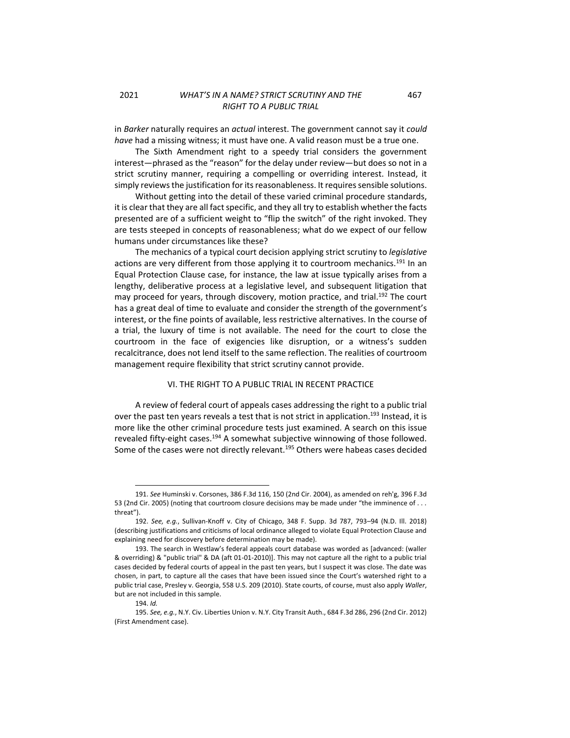in *Barker* naturally requires an *actual* interest. The government cannot say it *could have* had a missing witness; it must have one. A valid reason must be a true one.

The Sixth Amendment right to a speedy trial considers the government interest—phrased as the "reason" for the delay under review—but does so not in a strict scrutiny manner, requiring a compelling or overriding interest. Instead, it simply reviews the justification for its reasonableness. It requires sensible solutions.

Without getting into the detail of these varied criminal procedure standards, it is clear that they are all fact specific, and they all try to establish whether the facts presented are of a sufficient weight to "flip the switch" of the right invoked. They are tests steeped in concepts of reasonableness; what do we expect of our fellow humans under circumstances like these?

The mechanics of a typical court decision applying strict scrutiny to *legislative* actions are very different from those applying it to courtroom mechanics.[191] In an Equal Protection Clause case, for instance, the law at issue typically arises from a lengthy, deliberative process at a legislative level, and subsequent litigation that may proceed for years, through discovery, motion practice, and trial.[192] The court has a great deal of time to evaluate and consider the strength of the government's interest, or the fine points of available, less restrictive alternatives. In the course of a trial, the luxury of time is not available. The need for the court to close the courtroom in the face of exigencies like disruption, or a witness's sudden recalcitrance, does not lend itself to the same reflection. The realities of courtroom management require flexibility that strict scrutiny cannot provide.

## VI. THE RIGHT TO A PUBLIC TRIAL IN RECENT PRACTICE

A review of federal court of appeals cases addressing the right to a public trial over the past ten years reveals a test that is not strict in application.[193] Instead, it is more like the other criminal procedure tests just examined. A search on this issue revealed fifty-eight cases.[194] A somewhat subjective winnowing of those followed. Some of the cases were not directly relevant.[195] Others were habeas cases decided

---

191. *See* Huminski v. Corsones, 386 F.3d 116, 150 (2nd Cir. 2004), as amended on reh'g, 396 F.3d 53 (2nd Cir. 2005) (noting that courtroom closure decisions may be made under "the imminence of . . . threat").

192. *See, e.g.*, Sullivan-Knoff v. City of Chicago, 348 F. Supp. 3d 787, 793–94 (N.D. Ill. 2018) (describing justifications and criticisms of local ordinance alleged to violate Equal Protection Clause and explaining need for discovery before determination may be made).

193. The search in Westlaw's federal appeals court database was worded as [advanced: (waller & overriding) & "public trial" & DA (aft 01-01-2010)]. This may not capture all the right to a public trial cases decided by federal courts of appeal in the past ten years, but I suspect it was close. The date was chosen, in part, to capture all the cases that have been issued since the Court's watershed right to a public trial case, Presley v. Georgia, 558 U.S. 209 (2010). State courts, of course, must also apply *Waller*, but are not included in this sample.

194. *Id.*

195. *See, e.g.*, N.Y. Civ. Liberties Union v. N.Y. City Transit Auth., 684 F.3d 286, 296 (2nd Cir. 2012) (First Amendment case).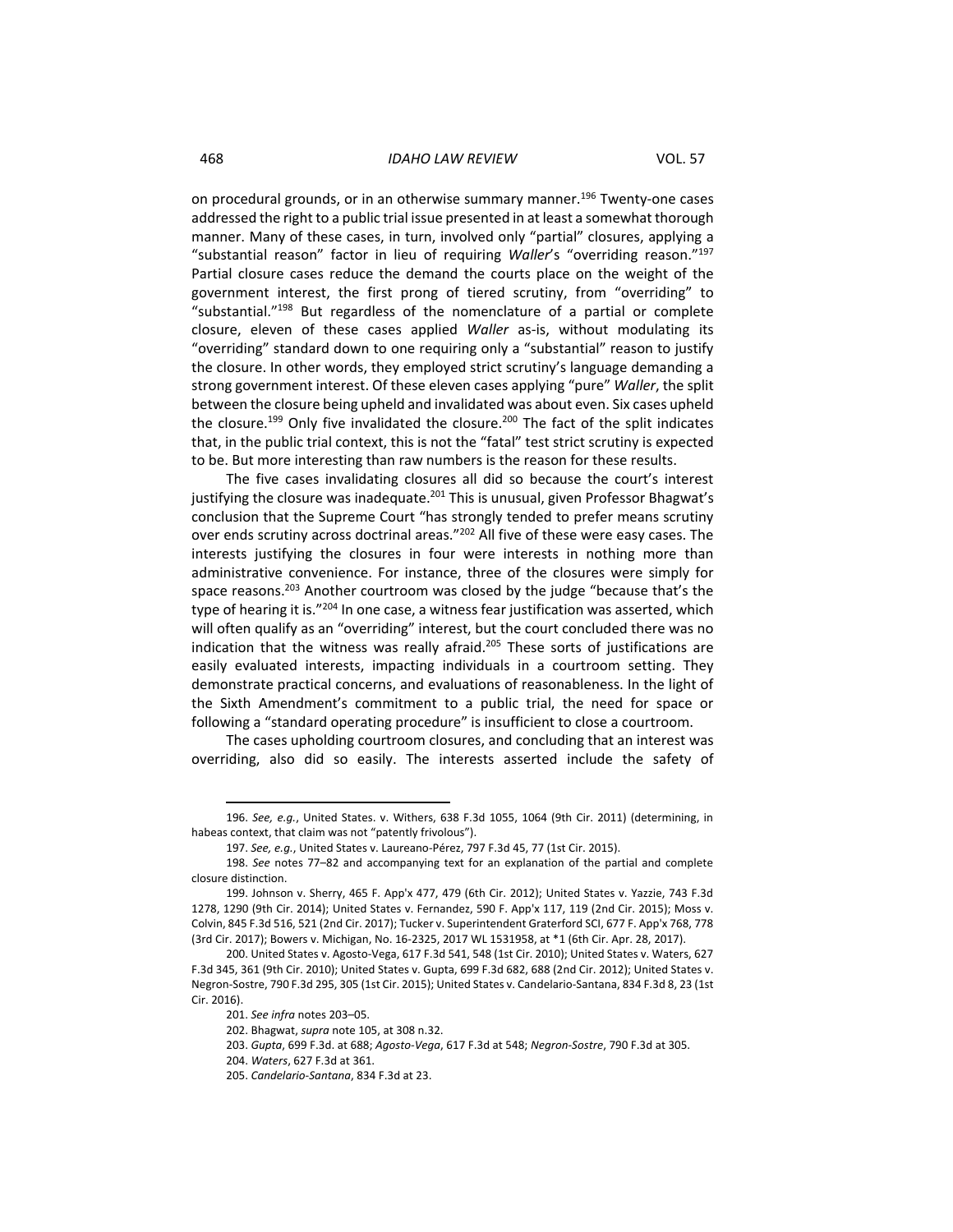on procedural grounds, or in an otherwise summary manner.[196] Twenty-one cases addressed the right to a public trial issue presented in at least a somewhat thorough manner. Many of these cases, in turn, involved only "partial" closures, applying a "substantial reason" factor in lieu of requiring *Waller*'s "overriding reason."[197] Partial closure cases reduce the demand the courts place on the weight of the government interest, the first prong of tiered scrutiny, from "overriding" to "substantial."[198] But regardless of the nomenclature of a partial or complete closure, eleven of these cases applied *Waller* as-is, without modulating its "overriding" standard down to one requiring only a "substantial" reason to justify the closure. In other words, they employed strict scrutiny's language demanding a strong government interest. Of these eleven cases applying "pure" *Waller*, the split between the closure being upheld and invalidated was about even. Six cases upheld the closure.[199] Only five invalidated the closure.[200] The fact of the split indicates that, in the public trial context, this is not the "fatal" test strict scrutiny is expected to be. But more interesting than raw numbers is the reason for these results.

The five cases invalidating closures all did so because the court's interest justifying the closure was inadequate.[201] This is unusual, given Professor Bhagwat's conclusion that the Supreme Court "has strongly tended to prefer means scrutiny over ends scrutiny across doctrinal areas."[202] All five of these were easy cases. The interests justifying the closures in four were interests in nothing more than administrative convenience. For instance, three of the closures were simply for space reasons.[203] Another courtroom was closed by the judge "because that's the type of hearing it is."[204] In one case, a witness fear justification was asserted, which will often qualify as an "overriding" interest, but the court concluded there was no indication that the witness was really afraid.[205] These sorts of justifications are easily evaluated interests, impacting individuals in a courtroom setting. They demonstrate practical concerns, and evaluations of reasonableness. In the light of the Sixth Amendment's commitment to a public trial, the need for space or following a "standard operating procedure" is insufficient to close a courtroom.

The cases upholding courtroom closures, and concluding that an interest was overriding, also did so easily. The interests asserted include the safety of

---

196. *See, e.g.*, United States. v. Withers, 638 F.3d 1055, 1064 (9th Cir. 2011) (determining, in habeas context, that claim was not "patently frivolous").

197. *See, e.g.*, United States v. Laureano-Pérez, 797 F.3d 45, 77 (1st Cir. 2015).

198. *See* notes 77–82 and accompanying text for an explanation of the partial and complete closure distinction.

199. Johnson v. Sherry, 465 F. App'x 477, 479 (6th Cir. 2012); United States v. Yazzie, 743 F.3d 1278, 1290 (9th Cir. 2014); United States v. Fernandez, 590 F. App'x 117, 119 (2nd Cir. 2015); Moss v. Colvin, 845 F.3d 516, 521 (2nd Cir. 2017); Tucker v. Superintendent Graterford SCI, 677 F. App'x 768, 778 (3rd Cir. 2017); Bowers v. Michigan, No. 16-2325, 2017 WL 1531958, at *1 (6th Cir. Apr. 28, 2017).

200. United States v. Agosto-Vega, 617 F.3d 541, 548 (1st Cir. 2010); United States v. Waters, 627 F.3d 345, 361 (9th Cir. 2010); United States v. Gupta, 699 F.3d 682, 688 (2nd Cir. 2012); United States v. Negron-Sostre, 790 F.3d 295, 305 (1st Cir. 2015); United States v. Candelario-Santana, 834 F.3d 8, 23 (1st Cir. 2016).

201. *See infra* notes 203–05.

202. Bhagwat, *supra* note 105, at 308 n.32.

203. *Gupta*, 699 F.3d. at 688; *Agosto-Vega*, 617 F.3d at 548; *Negron-Sostre*, 790 F.3d at 305.

204. *Waters*, 627 F.3d at 361.

205. *Candelario-Santana*, 834 F.3d at 23.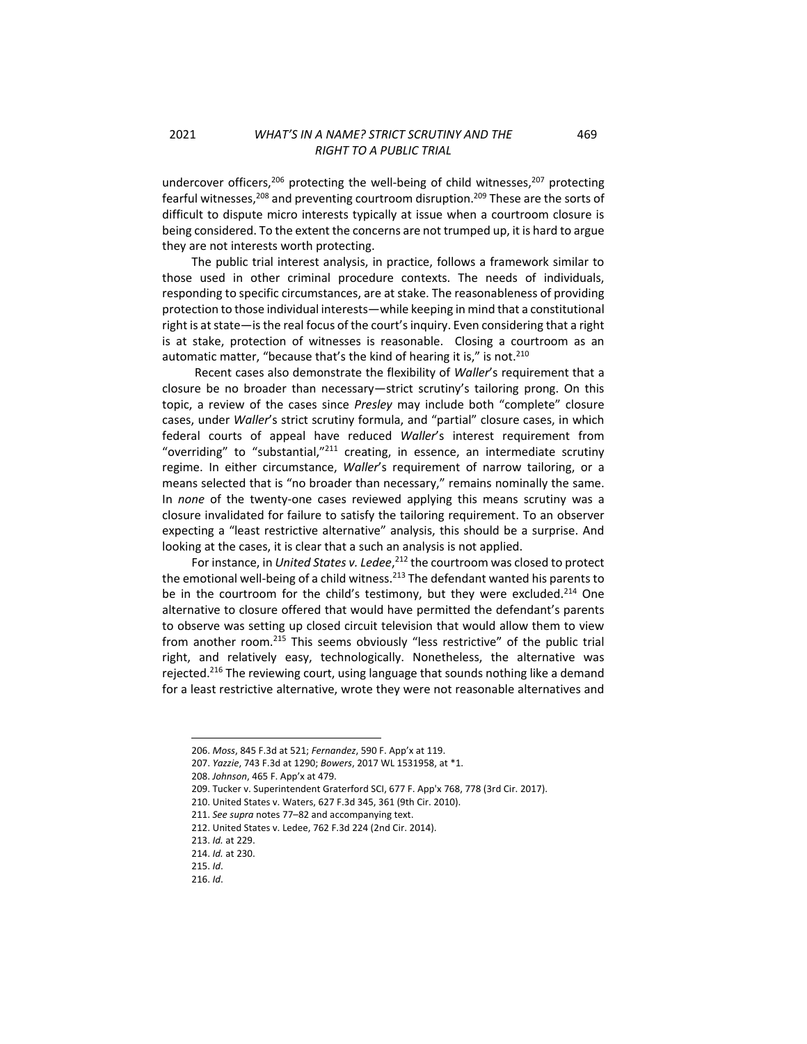undercover officers,[206] protecting the well-being of child witnesses,[207] protecting fearful witnesses,[208] and preventing courtroom disruption.[209] These are the sorts of difficult to dispute micro interests typically at issue when a courtroom closure is being considered. To the extent the concerns are not trumped up, it is hard to argue they are not interests worth protecting.

The public trial interest analysis, in practice, follows a framework similar to those used in other criminal procedure contexts. The needs of individuals, responding to specific circumstances, are at stake. The reasonableness of providing protection to those individual interests—while keeping in mind that a constitutional right is at state—is the real focus of the court's inquiry. Even considering that a right is at stake, protection of witnesses is reasonable. Closing a courtroom as an automatic matter, "because that's the kind of hearing it is," is not.[210]

Recent cases also demonstrate the flexibility of *Waller*'s requirement that a closure be no broader than necessary—strict scrutiny's tailoring prong. On this topic, a review of the cases since *Presley* may include both "complete" closure cases, under *Waller*'s strict scrutiny formula, and "partial" closure cases, in which federal courts of appeal have reduced *Waller*'s interest requirement from "overriding" to "substantial,"[211] creating, in essence, an intermediate scrutiny regime. In either circumstance, *Waller*'s requirement of narrow tailoring, or a means selected that is "no broader than necessary," remains nominally the same. In *none* of the twenty-one cases reviewed applying this means scrutiny was a closure invalidated for failure to satisfy the tailoring requirement. To an observer expecting a "least restrictive alternative" analysis, this should be a surprise. And looking at the cases, it is clear that a such an analysis is not applied.

For instance, in *United States v. Ledee*,[212] the courtroom was closed to protect the emotional well-being of a child witness.[213] The defendant wanted his parents to be in the courtroom for the child's testimony, but they were excluded.[214] One alternative to closure offered that would have permitted the defendant's parents to observe was setting up closed circuit television that would allow them to view from another room.[215] This seems obviously "less restrictive" of the public trial right, and relatively easy, technologically. Nonetheless, the alternative was rejected.[216] The reviewing court, using language that sounds nothing like a demand for a least restrictive alternative, wrote they were not reasonable alternatives and

---

206. *Moss*, 845 F.3d at 521; *Fernandez*, 590 F. App'x at 119.

207. *Yazzie*, 743 F.3d at 1290; *Bowers*, 2017 WL 1531958, at *1.

208. *Johnson*, 465 F. App'x at 479.

209. Tucker v. Superintendent Graterford SCI, 677 F. App'x 768, 778 (3rd Cir. 2017).

210. United States v. Waters, 627 F.3d 345, 361 (9th Cir. 2010).

211. *See supra* notes 77–82 and accompanying text.

212. United States v. Ledee, 762 F.3d 224 (2nd Cir. 2014).

213. *Id.* at 229.

214. *Id.* at 230.

215. *Id*.

216. *Id*.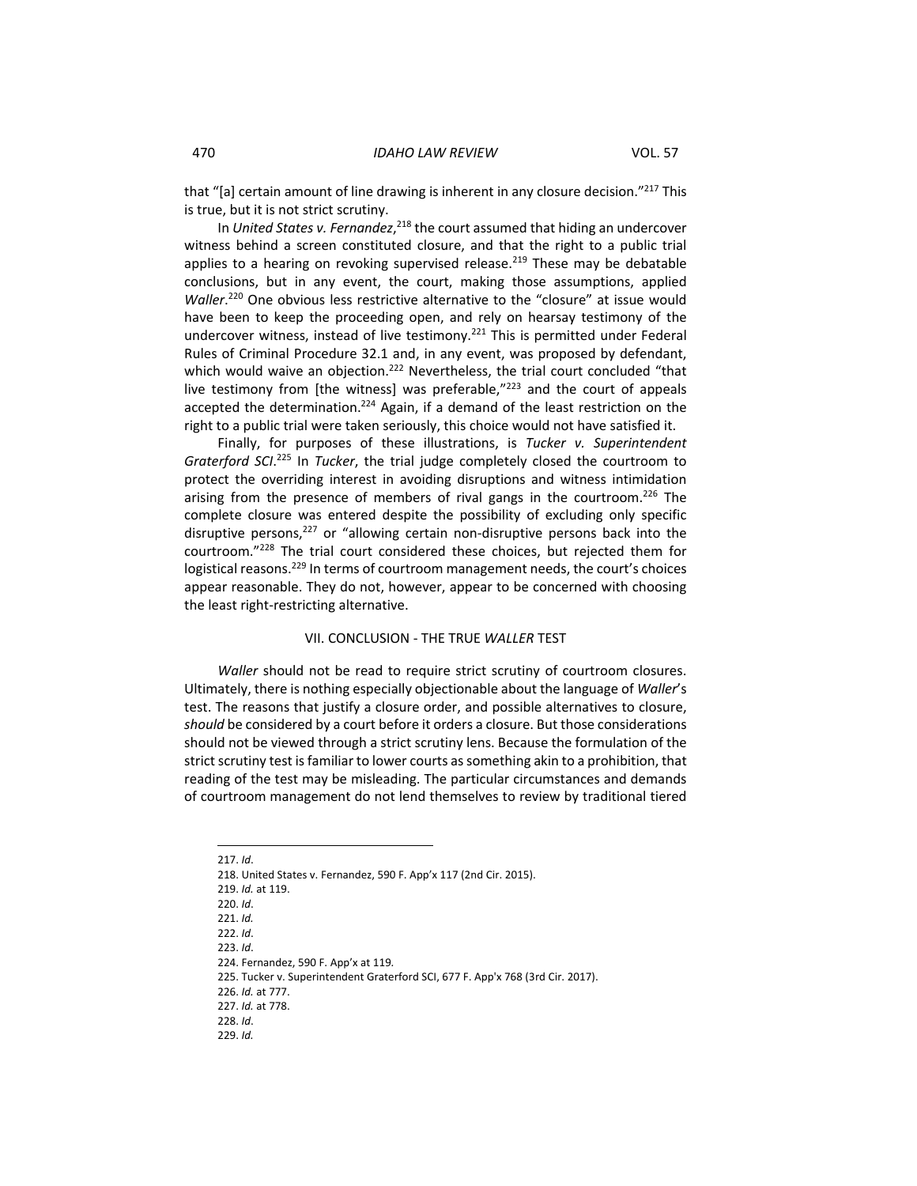that "[a] certain amount of line drawing is inherent in any closure decision."[217] This is true, but it is not strict scrutiny.

In *United States v. Fernandez*,[218] the court assumed that hiding an undercover witness behind a screen constituted closure, and that the right to a public trial applies to a hearing on revoking supervised release.[219] These may be debatable conclusions, but in any event, the court, making those assumptions, applied *Waller*.[220] One obvious less restrictive alternative to the "closure" at issue would have been to keep the proceeding open, and rely on hearsay testimony of the undercover witness, instead of live testimony.[221] This is permitted under Federal Rules of Criminal Procedure 32.1 and, in any event, was proposed by defendant, which would waive an objection.[222] Nevertheless, the trial court concluded "that live testimony from [the witness] was preferable,"[223] and the court of appeals accepted the determination.[224] Again, if a demand of the least restriction on the right to a public trial were taken seriously, this choice would not have satisfied it.

Finally, for purposes of these illustrations, is *Tucker v. Superintendent Graterford SCI*.[225] In *Tucker*, the trial judge completely closed the courtroom to protect the overriding interest in avoiding disruptions and witness intimidation arising from the presence of members of rival gangs in the courtroom.[226] The complete closure was entered despite the possibility of excluding only specific disruptive persons,[227] or "allowing certain non-disruptive persons back into the courtroom."[228] The trial court considered these choices, but rejected them for logistical reasons.[229] In terms of courtroom management needs, the court's choices appear reasonable. They do not, however, appear to be concerned with choosing the least right-restricting alternative.

## VII. CONCLUSION - THE TRUE *WALLER* TEST

*Waller* should not be read to require strict scrutiny of courtroom closures. Ultimately, there is nothing especially objectionable about the language of *Waller*'s test. The reasons that justify a closure order, and possible alternatives to closure, *should* be considered by a court before it orders a closure. But those considerations should not be viewed through a strict scrutiny lens. Because the formulation of the strict scrutiny test is familiar to lower courts as something akin to a prohibition, that reading of the test may be misleading. The particular circumstances and demands of courtroom management do not lend themselves to review by traditional tiered

---

217. *Id*.
218. United States v. Fernandez, 590 F. App'x 117 (2nd Cir. 2015).
219. *Id.* at 119.
220. *Id*.
221. *Id.*
222. *Id*.
223. *Id*.
224. Fernandez, 590 F. App'x at 119.
225. Tucker v. Superintendent Graterford SCI, 677 F. App'x 768 (3rd Cir. 2017).
226. *Id.* at 777.
227. *Id.* at 778.
228. *Id*.
229. *Id.*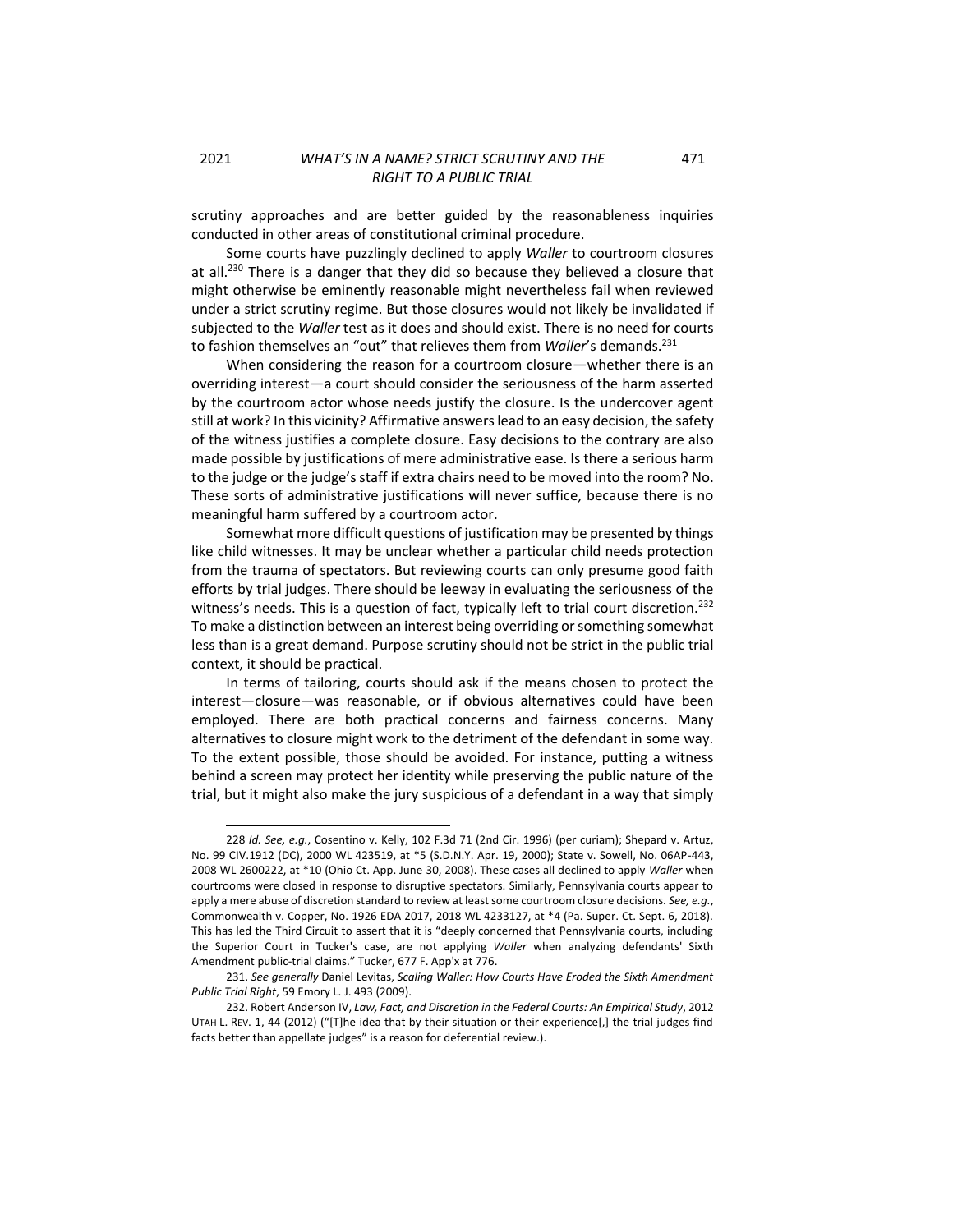scrutiny approaches and are better guided by the reasonableness inquiries conducted in other areas of constitutional criminal procedure.

Some courts have puzzlingly declined to apply *Waller* to courtroom closures at all.[230] There is a danger that they did so because they believed a closure that might otherwise be eminently reasonable might nevertheless fail when reviewed under a strict scrutiny regime. But those closures would not likely be invalidated if subjected to the *Waller* test as it does and should exist. There is no need for courts to fashion themselves an "out" that relieves them from *Waller*'s demands.[231]

When considering the reason for a courtroom closure—whether there is an overriding interest—a court should consider the seriousness of the harm asserted by the courtroom actor whose needs justify the closure. Is the undercover agent still at work? In this vicinity? Affirmative answers lead to an easy decision, the safety of the witness justifies a complete closure. Easy decisions to the contrary are also made possible by justifications of mere administrative ease. Is there a serious harm to the judge or the judge's staff if extra chairs need to be moved into the room? No. These sorts of administrative justifications will never suffice, because there is no meaningful harm suffered by a courtroom actor.

Somewhat more difficult questions of justification may be presented by things like child witnesses. It may be unclear whether a particular child needs protection from the trauma of spectators. But reviewing courts can only presume good faith efforts by trial judges. There should be leeway in evaluating the seriousness of the witness's needs. This is a question of fact, typically left to trial court discretion.[232] To make a distinction between an interest being overriding or something somewhat less than is a great demand. Purpose scrutiny should not be strict in the public trial context, it should be practical.

In terms of tailoring, courts should ask if the means chosen to protect the interest—closure—was reasonable, or if obvious alternatives could have been employed. There are both practical concerns and fairness concerns. Many alternatives to closure might work to the detriment of the defendant in some way. To the extent possible, those should be avoided. For instance, putting a witness behind a screen may protect her identity while preserving the public nature of the trial, but it might also make the jury suspicious of a defendant in a way that simply

---

228 *Id. See, e.g.*, Cosentino v. Kelly, 102 F.3d 71 (2nd Cir. 1996) (per curiam); Shepard v. Artuz, No. 99 CIV.1912 (DC), 2000 WL 423519, at *5 (S.D.N.Y. Apr. 19, 2000); State v. Sowell, No. 06AP-443, 2008 WL 2600222, at *10 (Ohio Ct. App. June 30, 2008). These cases all declined to apply *Waller* when courtrooms were closed in response to disruptive spectators. Similarly, Pennsylvania courts appear to apply a mere abuse of discretion standard to review at least some courtroom closure decisions. *See, e.g.*, Commonwealth v. Copper, No. 1926 EDA 2017, 2018 WL 4233127, at *4 (Pa. Super. Ct. Sept. 6, 2018). This has led the Third Circuit to assert that it is "deeply concerned that Pennsylvania courts, including the Superior Court in Tucker's case, are not applying *Waller* when analyzing defendants' Sixth Amendment public-trial claims." Tucker, 677 F. App'x at 776.

231. *See generally* Daniel Levitas, *Scaling Waller: How Courts Have Eroded the Sixth Amendment Public Trial Right*, 59 Emory L. J. 493 (2009).

232. Robert Anderson IV, *Law, Fact, and Discretion in the Federal Courts: An Empirical Study*, 2012 UTAH L. REV. 1, 44 (2012) ("[T]he idea that by their situation or their experience[,] the trial judges find facts better than appellate judges" is a reason for deferential review.).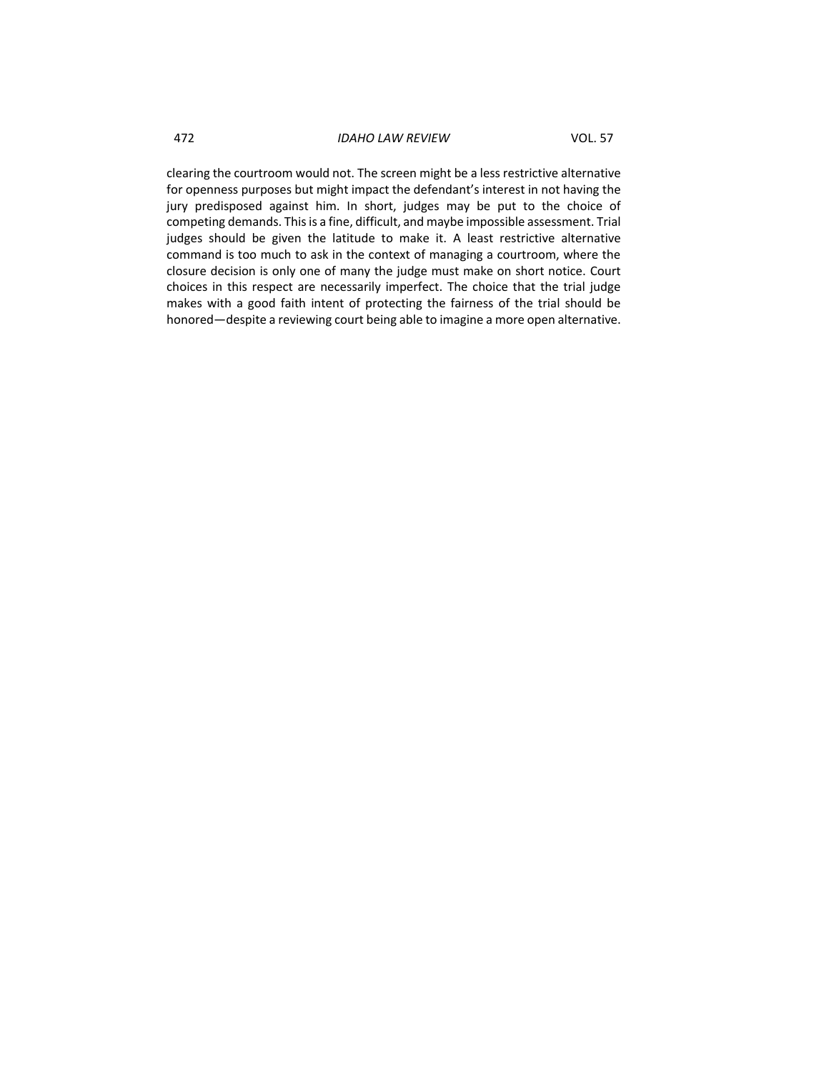clearing the courtroom would not. The screen might be a less restrictive alternative for openness purposes but might impact the defendant's interest in not having the jury predisposed against him. In short, judges may be put to the choice of competing demands. This is a fine, difficult, and maybe impossible assessment. Trial judges should be given the latitude to make it. A least restrictive alternative command is too much to ask in the context of managing a courtroom, where the closure decision is only one of many the judge must make on short notice. Court choices in this respect are necessarily imperfect. The choice that the trial judge makes with a good faith intent of protecting the fairness of the trial should be honored—despite a reviewing court being able to imagine a more open alternative.